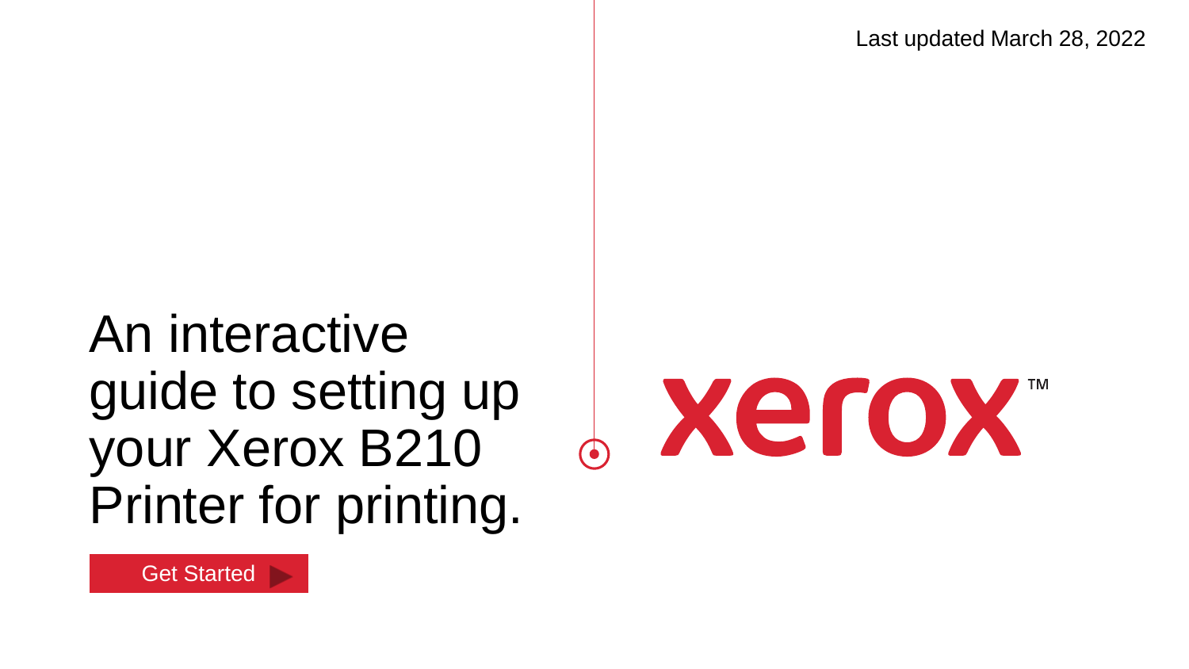Last updated March 28, 2022

# An interactive guide to setting up your Xerox B210 Printer for printing.

Get Started

xerox™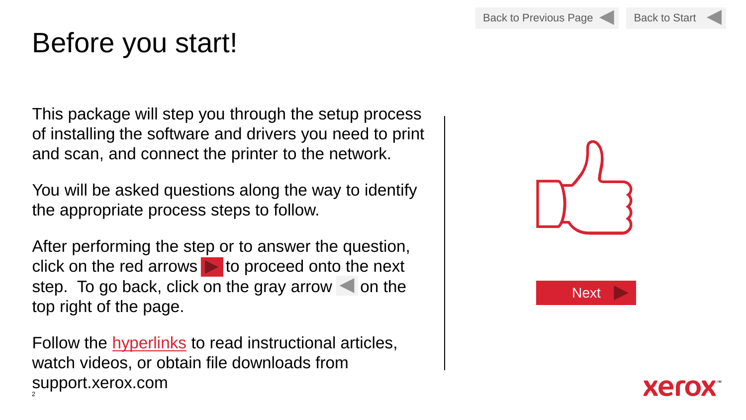# Before you start!

Back to Previous Page | Back to Start

This package will step you through the setup process of installing the software and drivers you need to print and scan, and connect the printer to the network.

You will be asked questions along the way to identify the appropriate process steps to follow.

After performing the step or to answer the question, click on the red arrows to proceed onto the next step. To go back, click on the gray arrow on the top right of the page.

Follow the hyperlinks to read instructional articles, watch videos, or obtain file downloads from support.xerox.com

Next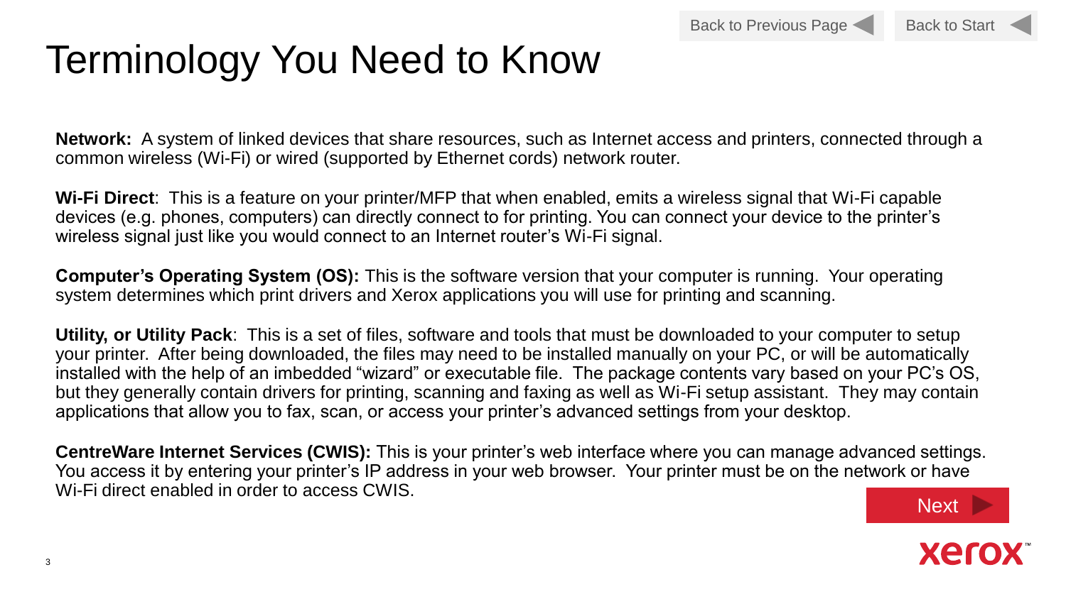# Terminology You Need to Know

**Network:** A system of linked devices that share resources, such as Internet access and printers, connected through a common wireless (Wi-Fi) or wired (supported by Ethernet cords) network router.

**Wi-Fi Direct**: This is a feature on your printer/MFP that when enabled, emits a wireless signal that Wi-Fi capable devices (e.g. phones, computers) can directly connect to for printing. You can connect your device to the printer's wireless signal just like you would connect to an Internet router's Wi-Fi signal.

**Computer's Operating System (OS):** This is the software version that your computer is running. Your operating system determines which print drivers and Xerox applications you will use for printing and scanning.

**Utility, or Utility Pack**: This is a set of files, software and tools that must be downloaded to your computer to setup your printer. After being downloaded, the files may need to be installed manually on your PC, or will be automatically installed with the help of an imbedded "wizard" or executable file. The package contents vary based on your PC's OS, but they generally contain drivers for printing, scanning and faxing as well as Wi-Fi setup assistant. They may contain applications that allow you to fax, scan, or access your printer's advanced settings from your desktop.

**CentreWare Internet Services (CWIS):** This is your printer's web interface where you can manage advanced settings. You access it by entering your printer's IP address in your web browser. Your printer must be on the network or have Wi-Fi direct enabled in order to access CWIS.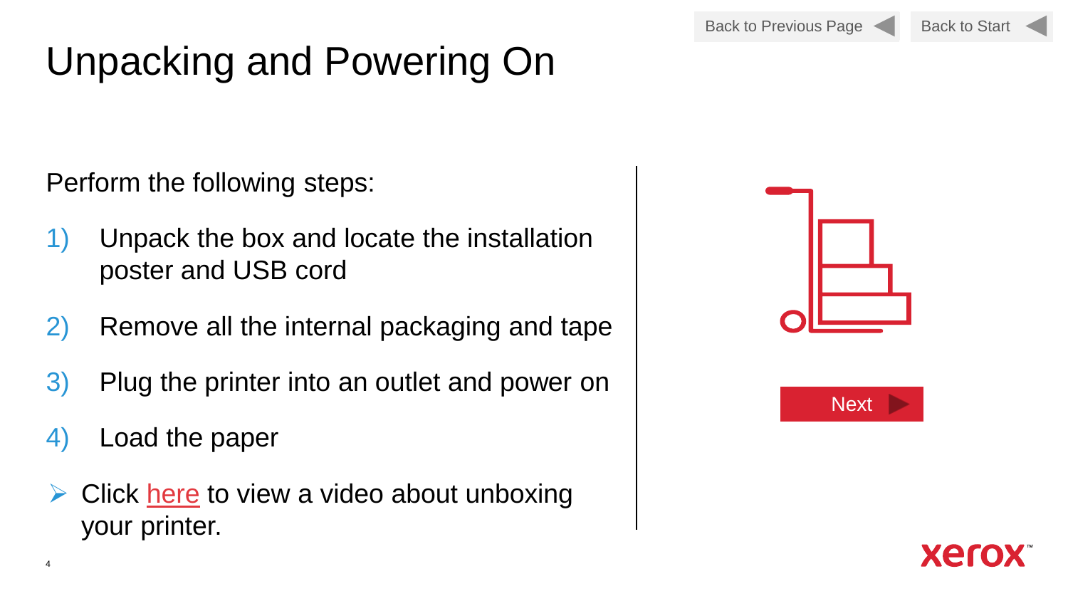# Unpacking and Powering On

Back to Previous Page

Back to Start

Perform the following steps:

1) Unpack the box and locate the installation poster and USB cord
2) Remove all the internal packaging and tape
3) Plug the printer into an outlet and power on
4) Load the paper

- Click here to view a video about unboxing your printer.

Next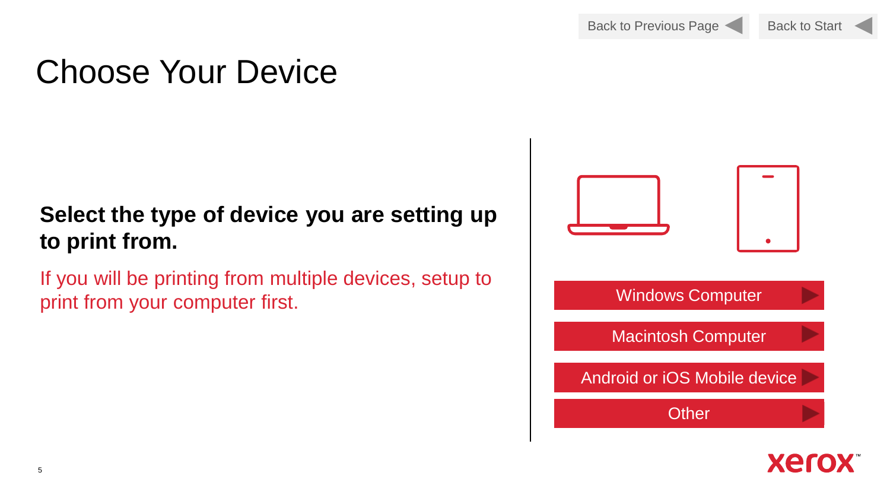Back to Previous Page | Back to Start

# Choose Your Device

**Select the type of device you are setting up to print from.**

If you will be printing from multiple devices, setup to print from your computer first.

- Windows Computer
- Macintosh Computer
- Android or iOS Mobile device
- Other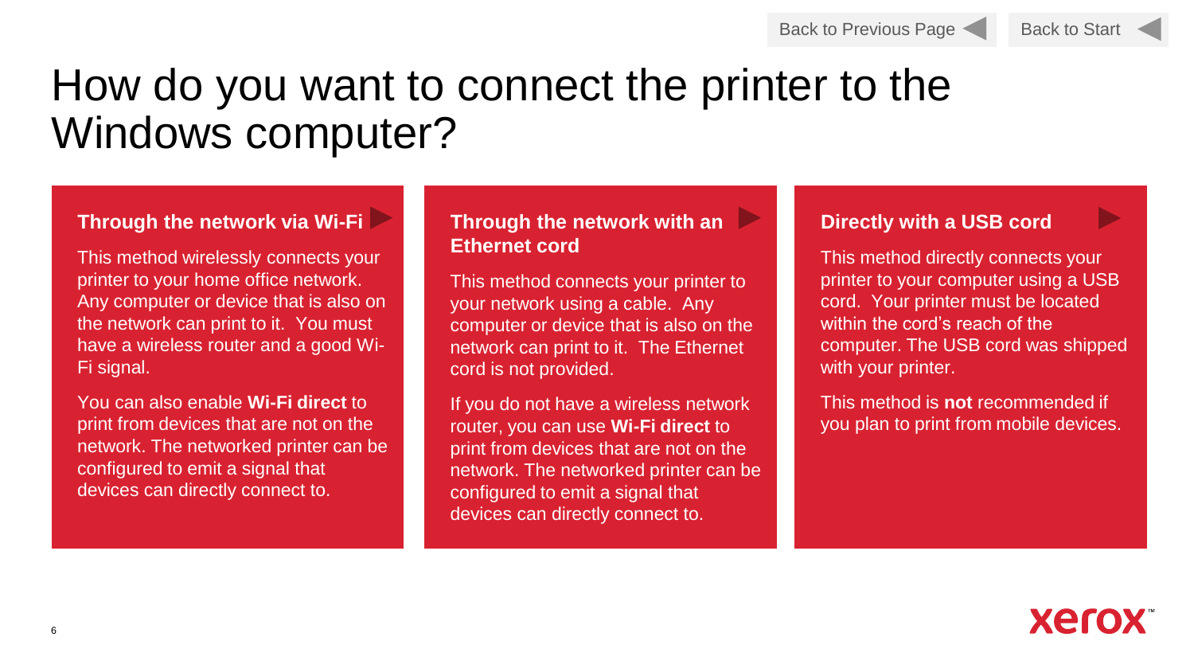Back to Previous Page | Back to Start

# How do you want to connect the printer to the Windows computer?

## Through the network via Wi-Fi

This method wirelessly connects your printer to your home office network. Any computer or device that is also on the network can print to it. You must have a wireless router and a good Wi-Fi signal.

You can also enable **Wi-Fi direct** to print from devices that are not on the network. The networked printer can be configured to emit a signal that devices can directly connect to.

## Through the network with an Ethernet cord

This method connects your printer to your network using a cable. Any computer or device that is also on the network can print to it. The Ethernet cord is not provided.

If you do not have a wireless network router, you can use **Wi-Fi direct** to print from devices that are not on the network. The networked printer can be configured to emit a signal that devices can directly connect to.

## Directly with a USB cord

This method directly connects your printer to your computer using a USB cord. Your printer must be located within the cord's reach of the computer. The USB cord was shipped with your printer.

This method is **not** recommended if you plan to print from mobile devices.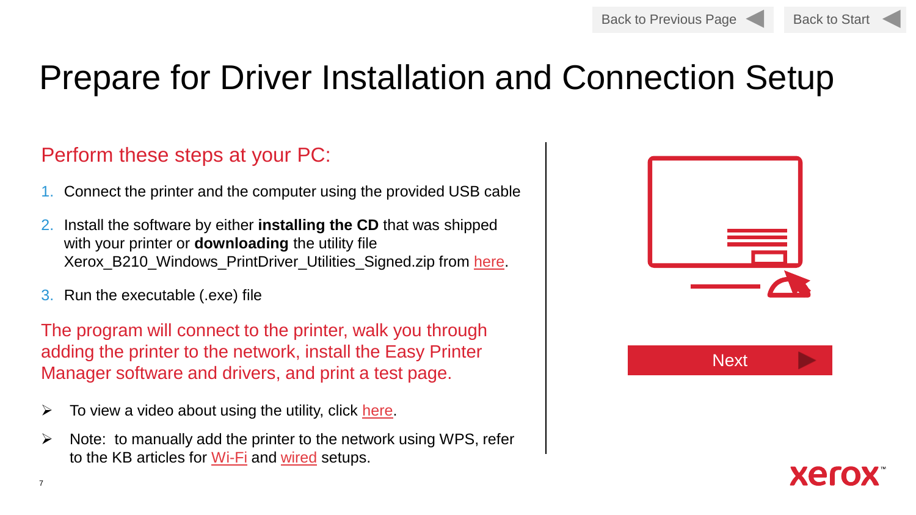# Prepare for Driver Installation and Connection Setup

## Perform these steps at your PC:

1. Connect the printer and the computer using the provided USB cable
2. Install the software by either **installing the CD** that was shipped with your printer or **downloading** the utility file Xerox_B210_Windows_PrintDriver_Utilities_Signed.zip from here.
3. Run the executable (.exe) file

The program will connect to the printer, walk you through adding the printer to the network, install the Easy Printer Manager software and drivers, and print a test page.

- To view a video about using the utility, click here.
- Note: to manually add the printer to the network using WPS, refer to the KB articles for Wi-Fi and wired setups.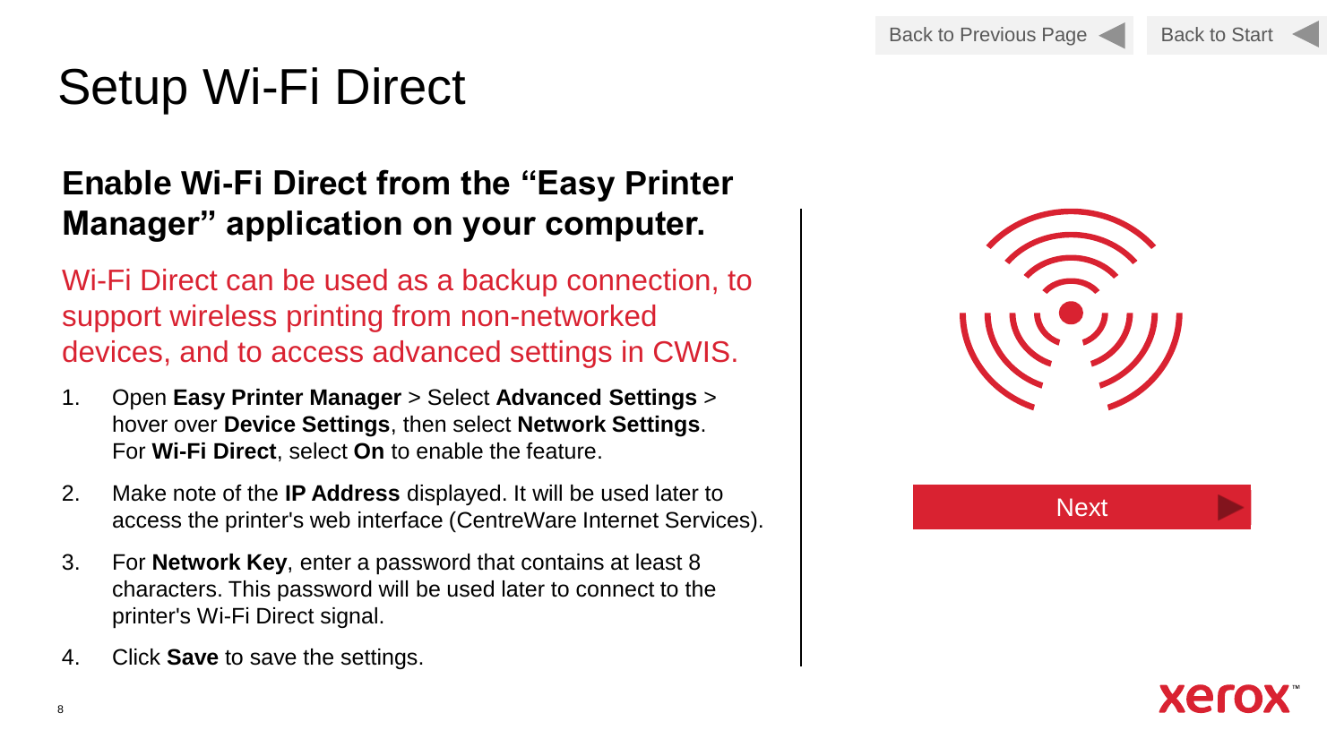# Setup Wi-Fi Direct

## Enable Wi-Fi Direct from the "Easy Printer Manager" application on your computer.

Wi-Fi Direct can be used as a backup connection, to support wireless printing from non-networked devices, and to access advanced settings in CWIS.

1. Open **Easy Printer Manager** > Select **Advanced Settings** > hover over **Device Settings**, then select **Network Settings**. For **Wi-Fi Direct**, select **On** to enable the feature.
2. Make note of the **IP Address** displayed. It will be used later to access the printer's web interface (CentreWare Internet Services).
3. For **Network Key**, enter a password that contains at least 8 characters. This password will be used later to connect to the printer's Wi-Fi Direct signal.
4. Click **Save** to save the settings.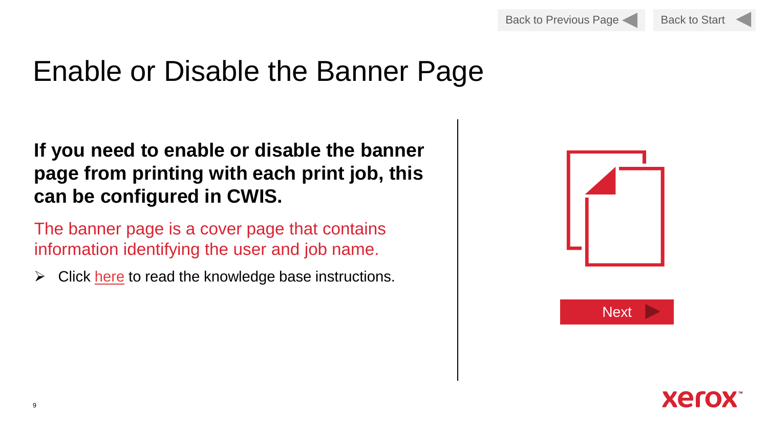Back to Previous Page Back to Start

# Enable or Disable the Banner Page

**If you need to enable or disable the banner page from printing with each print job, this can be configured in CWIS.**

The banner page is a cover page that contains information identifying the user and job name.

- Click here to read the knowledge base instructions.

Next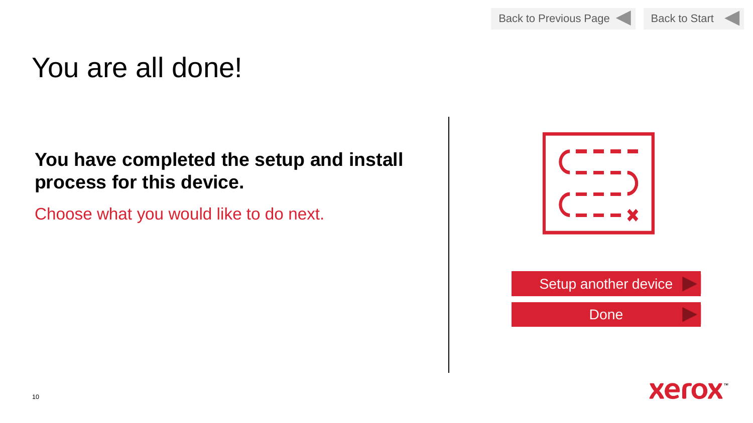Back to Previous Page | Back to Start

# You are all done!

**You have completed the setup and install process for this device.**

Choose what you would like to do next.

Setup another device

Done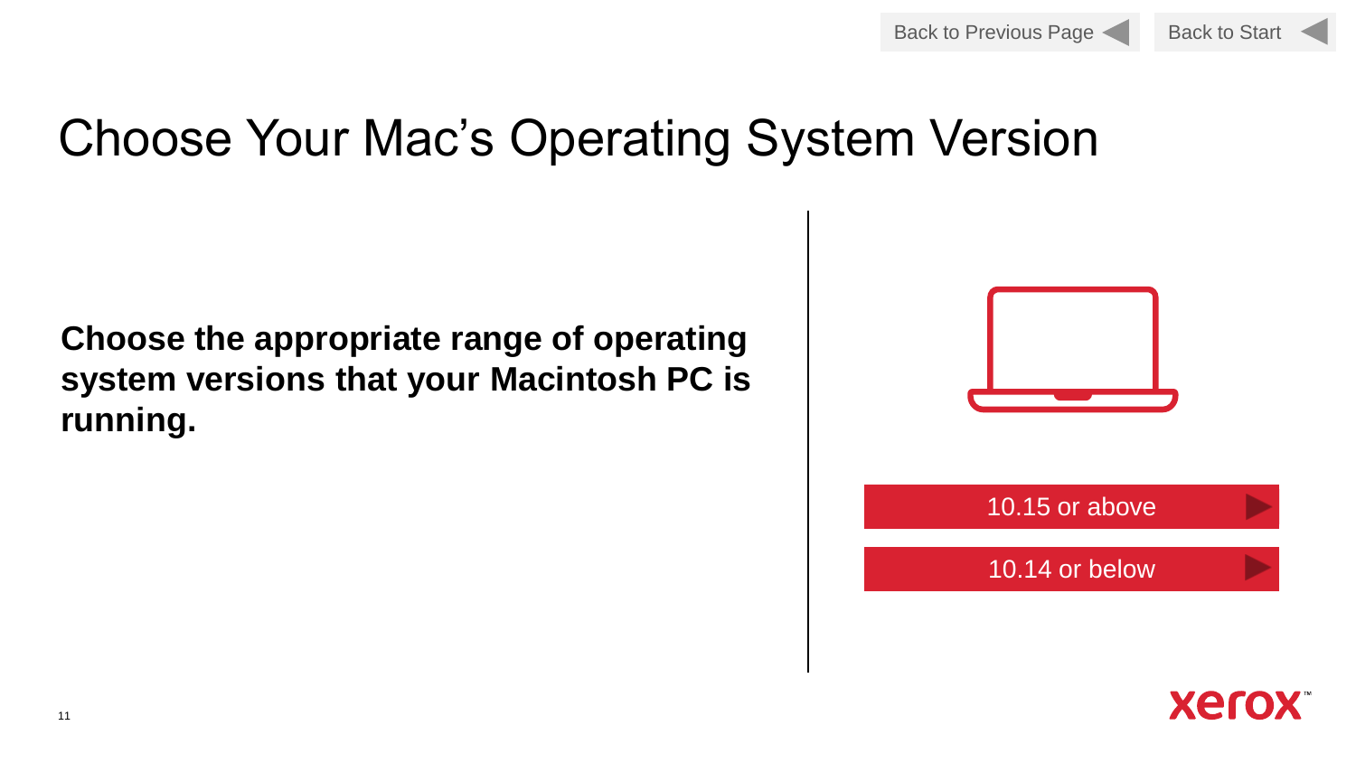Back to Previous Page

Back to Start

# Choose Your Mac's Operating System Version

**Choose the appropriate range of operating system versions that your Macintosh PC is running.**

10.15 or above

10.14 or below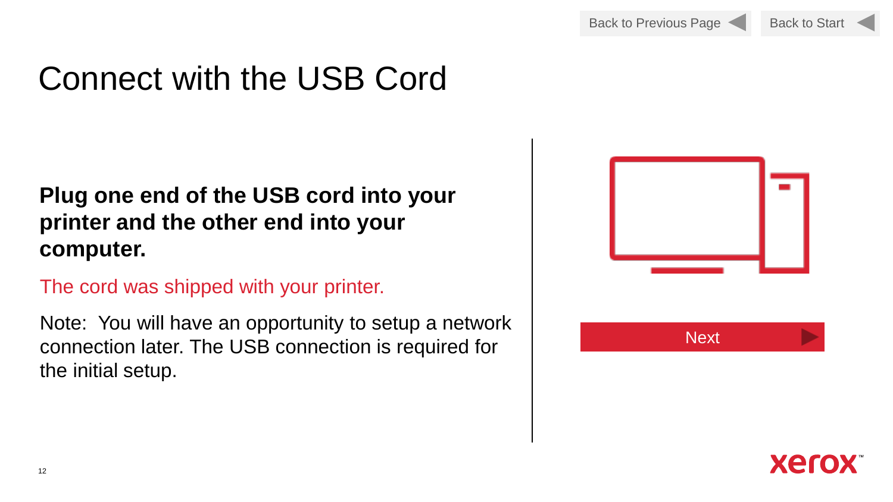Back to Previous Page | Back to Start

# Connect with the USB Cord

**Plug one end of the USB cord into your printer and the other end into your computer.**

The cord was shipped with your printer.

Note: You will have an opportunity to setup a network connection later. The USB connection is required for the initial setup.

Next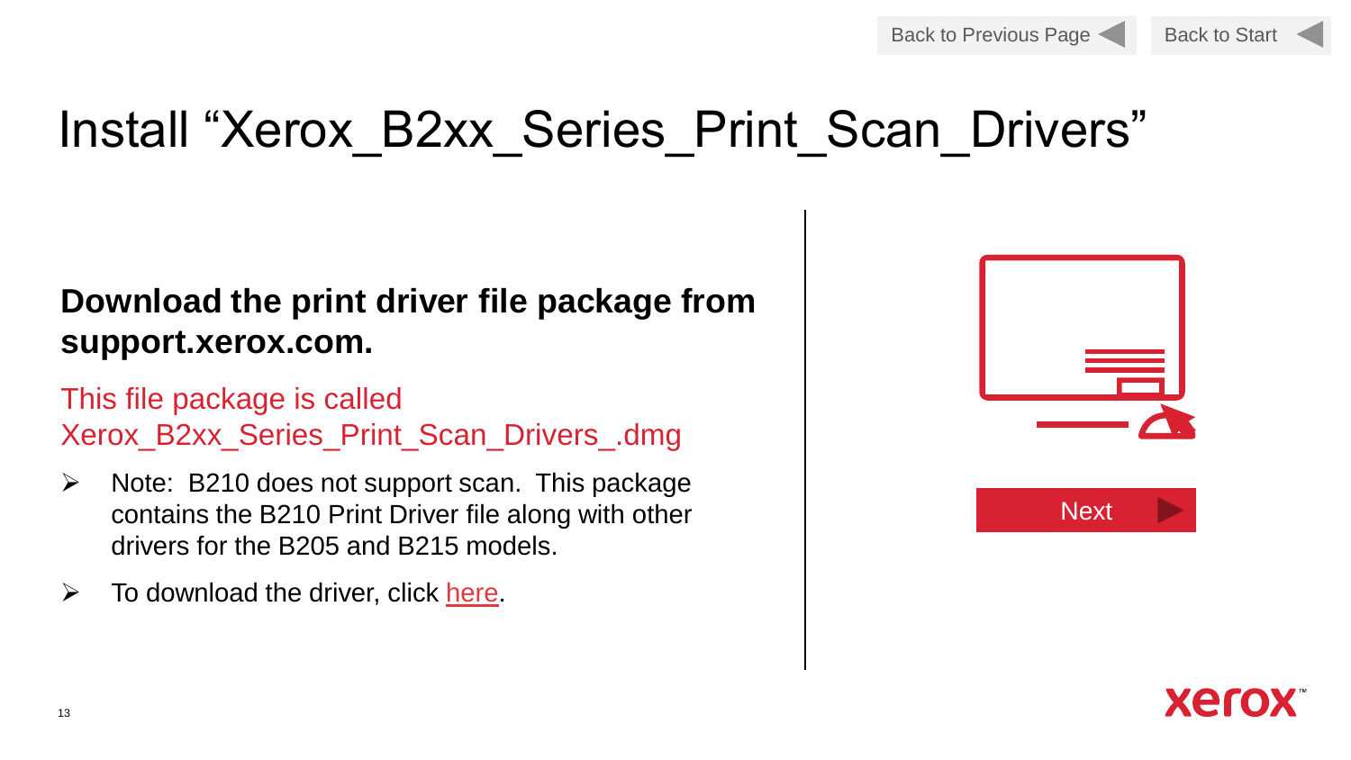# Install “Xerox_B2xx_Series_Print_Scan_Drivers”

**Download the print driver file package from support.xerox.com.**

This file package is called Xerox_B2xx_Series_Print_Scan_Drivers_.dmg

- Note: B210 does not support scan. This package contains the B210 Print Driver file along with other drivers for the B205 and B215 models.
- To download the driver, click here.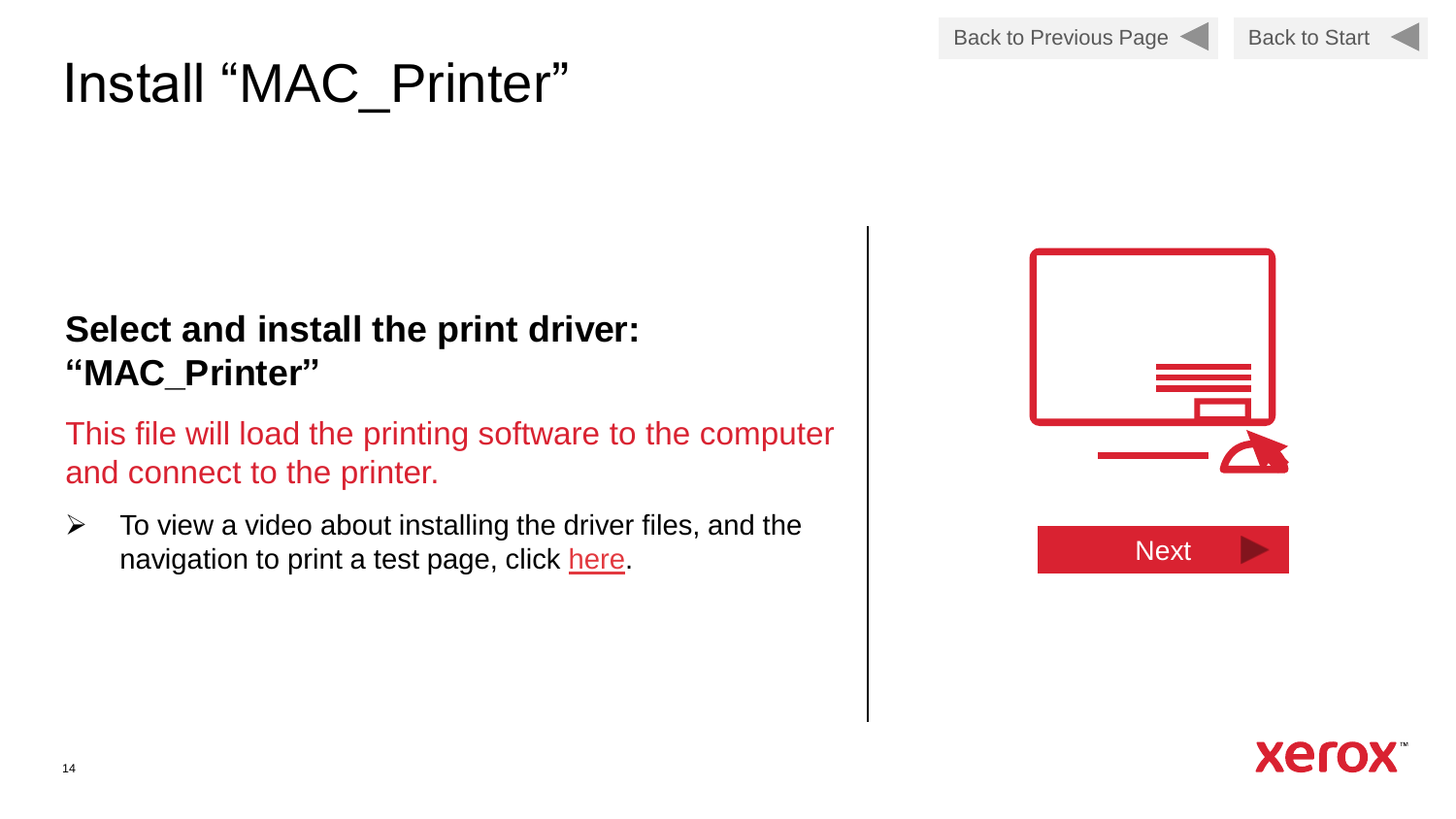# Install “MAC_Printer”

Back to Previous Page

Back to Start

**Select and install the print driver: “MAC_Printer”**

This file will load the printing software to the computer and connect to the printer.

- To view a video about installing the driver files, and the navigation to print a test page, click here.

Next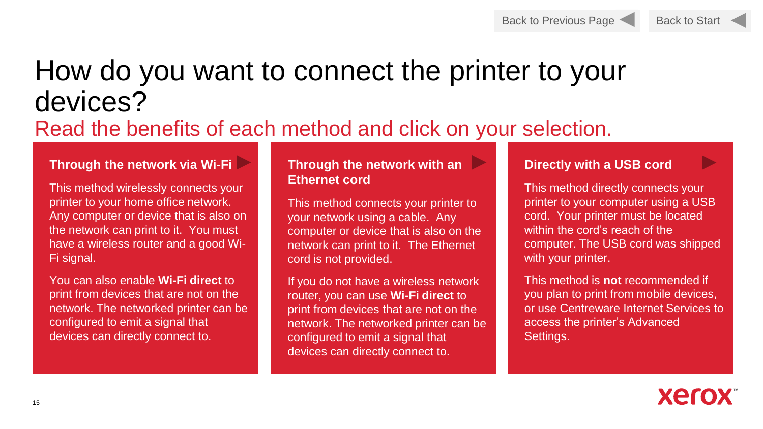Back to Previous Page | Back to Start

# How do you want to connect the printer to your devices?

## Read the benefits of each method and click on your selection.

### Through the network via Wi-Fi

This method wirelessly connects your printer to your home office network. Any computer or device that is also on the network can print to it. You must have a wireless router and a good Wi-Fi signal.

You can also enable **Wi-Fi direct** to print from devices that are not on the network. The networked printer can be configured to emit a signal that devices can directly connect to.

### Through the network with an Ethernet cord

This method connects your printer to your network using a cable. Any computer or device that is also on the network can print to it. The Ethernet cord is not provided.

If you do not have a wireless network router, you can use **Wi-Fi direct** to print from devices that are not on the network. The networked printer can be configured to emit a signal that devices can directly connect to.

### Directly with a USB cord

This method directly connects your printer to your computer using a USB cord. Your printer must be located within the cord's reach of the computer. The USB cord was shipped with your printer.

This method is **not** recommended if you plan to print from mobile devices, or use Centreware Internet Services to access the printer's Advanced Settings.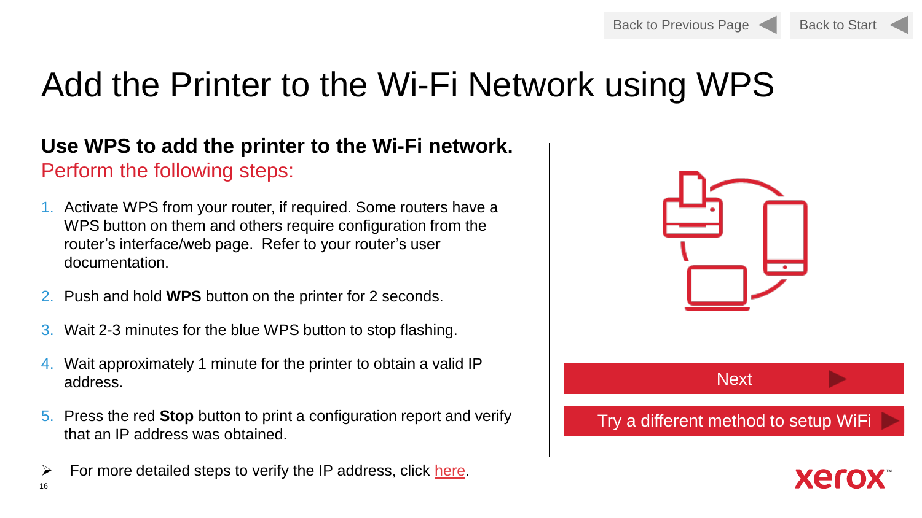Back to Previous Page

Back to Start

# Add the Printer to the Wi-Fi Network using WPS

**Use WPS to add the printer to the Wi-Fi network.**

Perform the following steps:

1. Activate WPS from your router, if required. Some routers have a WPS button on them and others require configuration from the router's interface/web page. Refer to your router's user documentation.
2. Push and hold **WPS** button on the printer for 2 seconds.
3. Wait 2-3 minutes for the blue WPS button to stop flashing.
4. Wait approximately 1 minute for the printer to obtain a valid IP address.
5. Press the red **Stop** button to print a configuration report and verify that an IP address was obtained.

- For more detailed steps to verify the IP address, click here.

Next

Try a different method to setup WiFi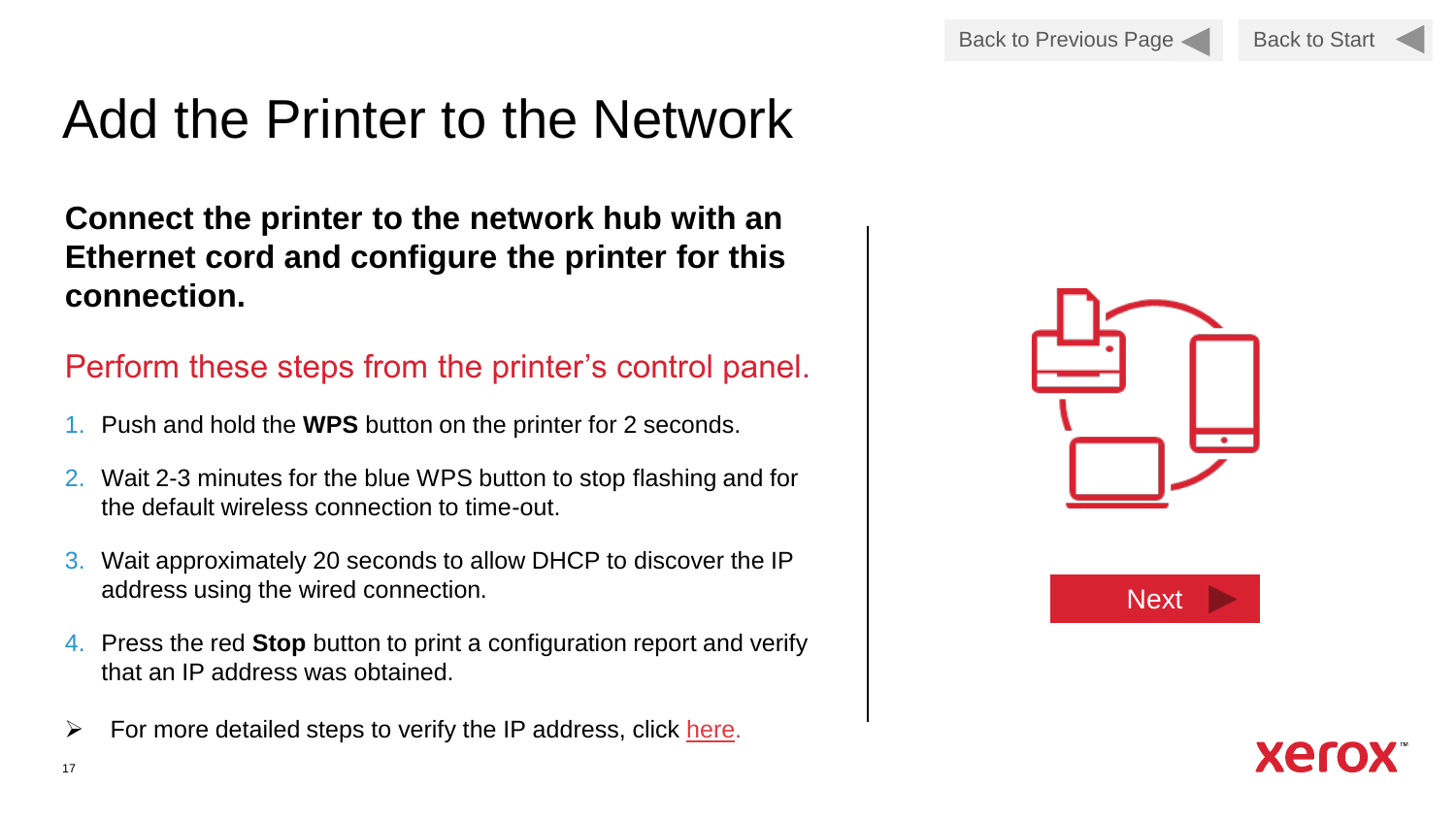# Add the Printer to the Network

**Connect the printer to the network hub with an Ethernet cord and configure the printer for this connection.**

Perform these steps from the printer's control panel.

1. Push and hold the **WPS** button on the printer for 2 seconds.
2. Wait 2-3 minutes for the blue WPS button to stop flashing and for the default wireless connection to time-out.
3. Wait approximately 20 seconds to allow DHCP to discover the IP address using the wired connection.
4. Press the red **Stop** button to print a configuration report and verify that an IP address was obtained.

- For more detailed steps to verify the IP address, click here.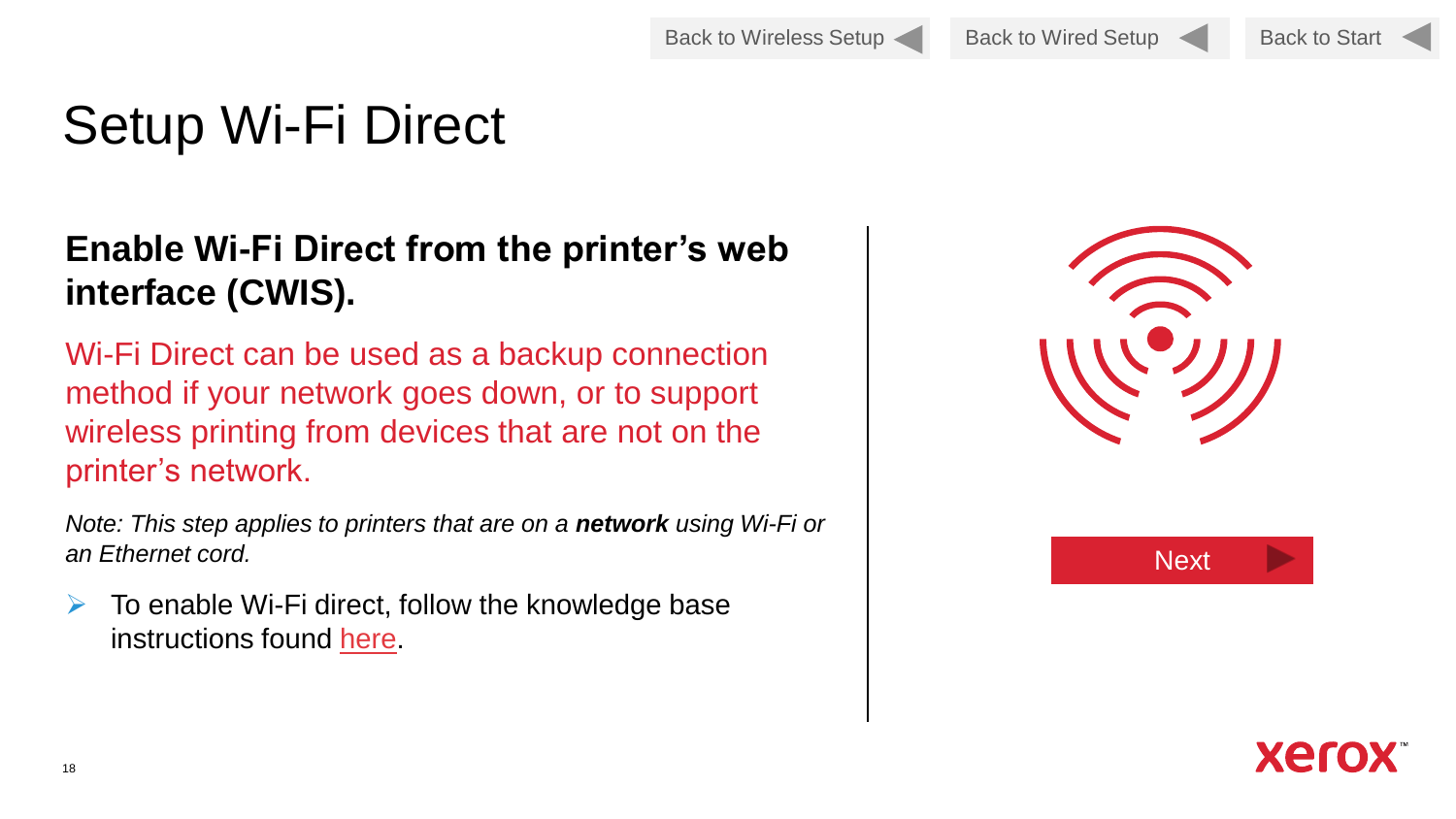Back to Wireless Setup | Back to Wired Setup | Back to Start

# Setup Wi-Fi Direct

## Enable Wi-Fi Direct from the printer's web interface (CWIS).

Wi-Fi Direct can be used as a backup connection method if your network goes down, or to support wireless printing from devices that are not on the printer's network.

*Note: This step applies to printers that are on a **network** using Wi-Fi or an Ethernet cord.*

- To enable Wi-Fi direct, follow the knowledge base instructions found here.

Next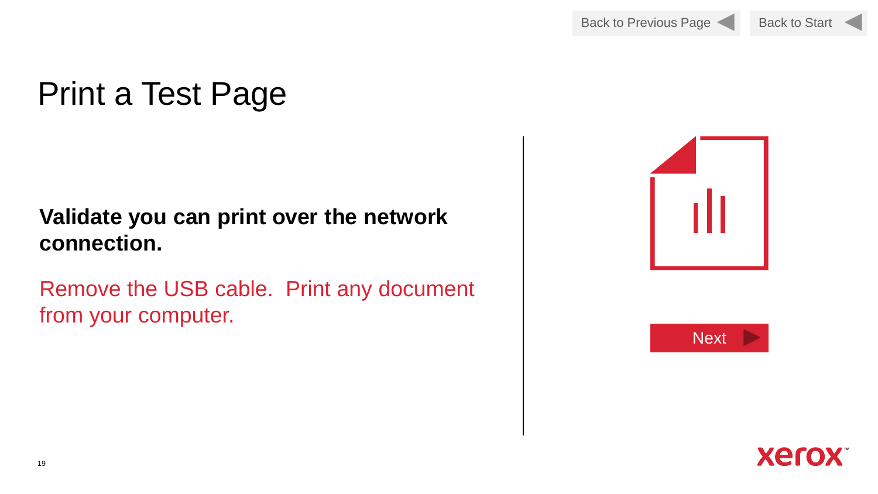# Print a Test Page

**Validate you can print over the network connection.**

Remove the USB cable.  Print any document from your computer.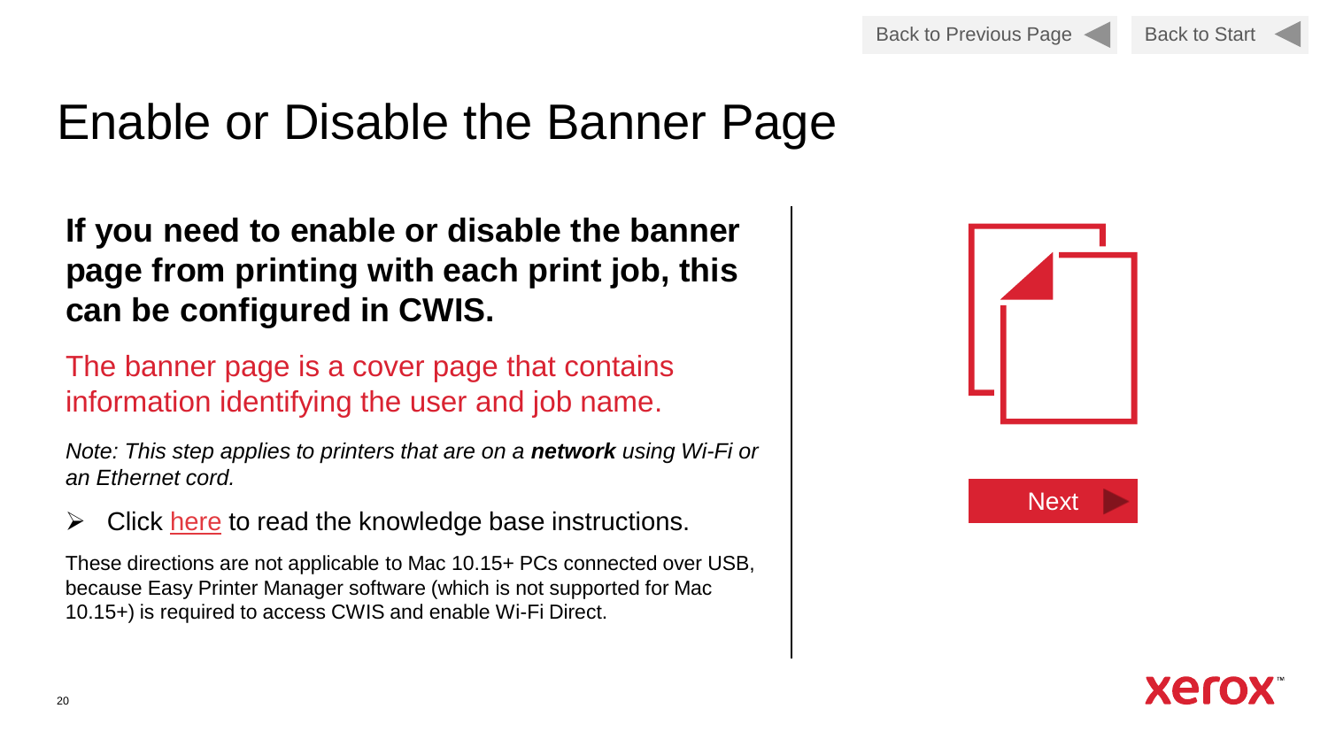# Enable or Disable the Banner Page

**If you need to enable or disable the banner page from printing with each print job, this can be configured in CWIS.**

The banner page is a cover page that contains information identifying the user and job name.

*Note: This step applies to printers that are on a **network** using Wi-Fi or an Ethernet cord.*

- Click here to read the knowledge base instructions.

These directions are not applicable to Mac 10.15+ PCs connected over USB, because Easy Printer Manager software (which is not supported for Mac 10.15+) is required to access CWIS and enable Wi-Fi Direct.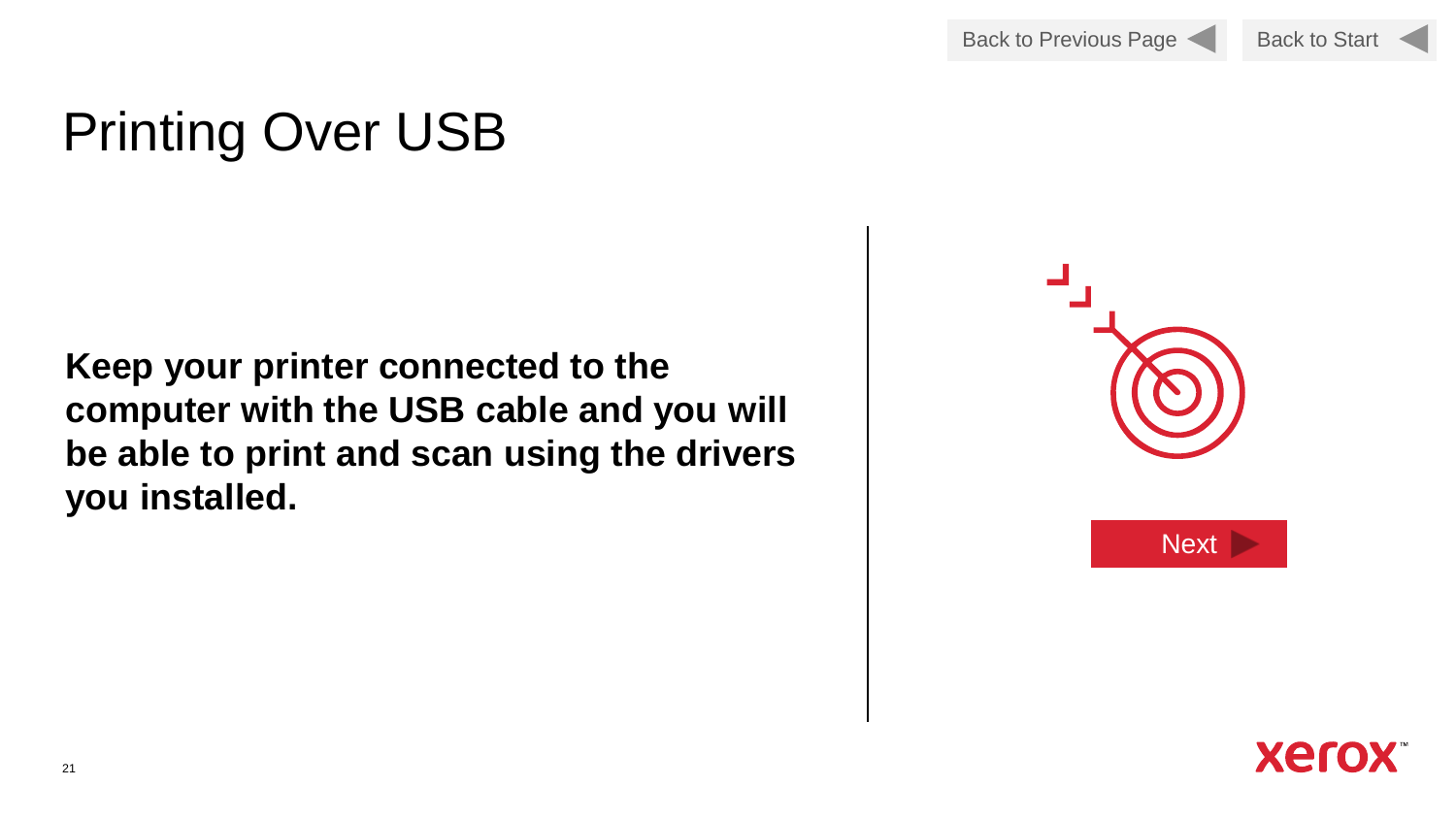Back to Previous Page | Back to Start

# Printing Over USB

**Keep your printer connected to the computer with the USB cable and you will be able to print and scan using the drivers you installed.**

Next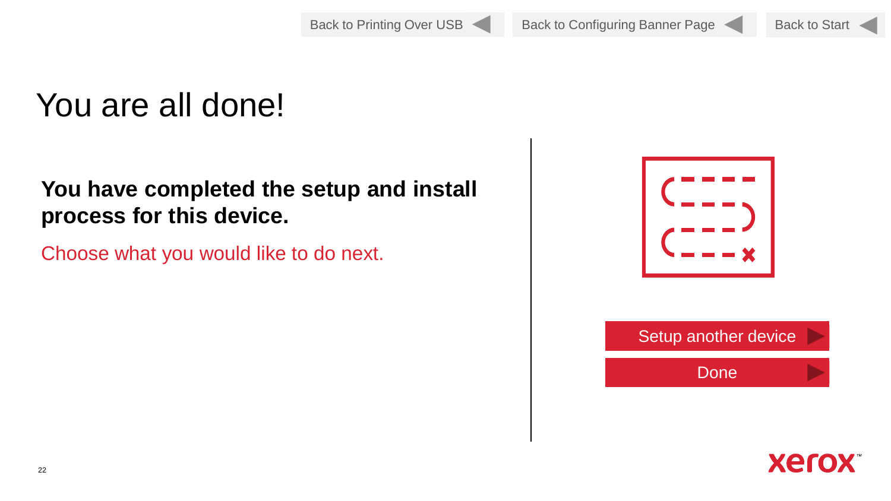Back to Printing Over USB | Back to Configuring Banner Page | Back to Start

# You are all done!

**You have completed the setup and install process for this device.**

Choose what you would like to do next.

Setup another device

Done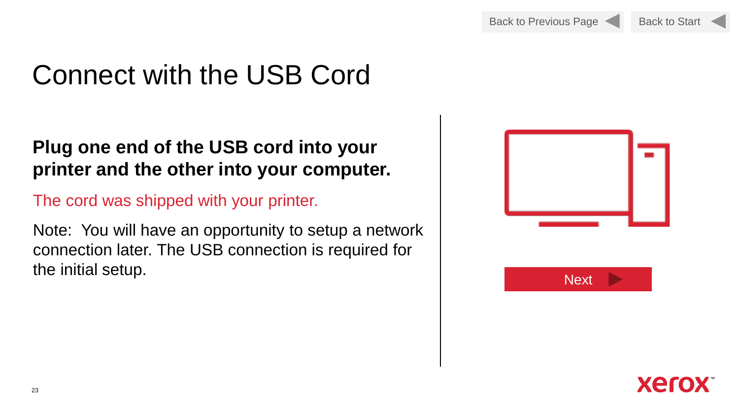# Connect with the USB Cord

**Plug one end of the USB cord into your printer and the other into your computer.**

The cord was shipped with your printer.

Note: You will have an opportunity to setup a network connection later. The USB connection is required for the initial setup.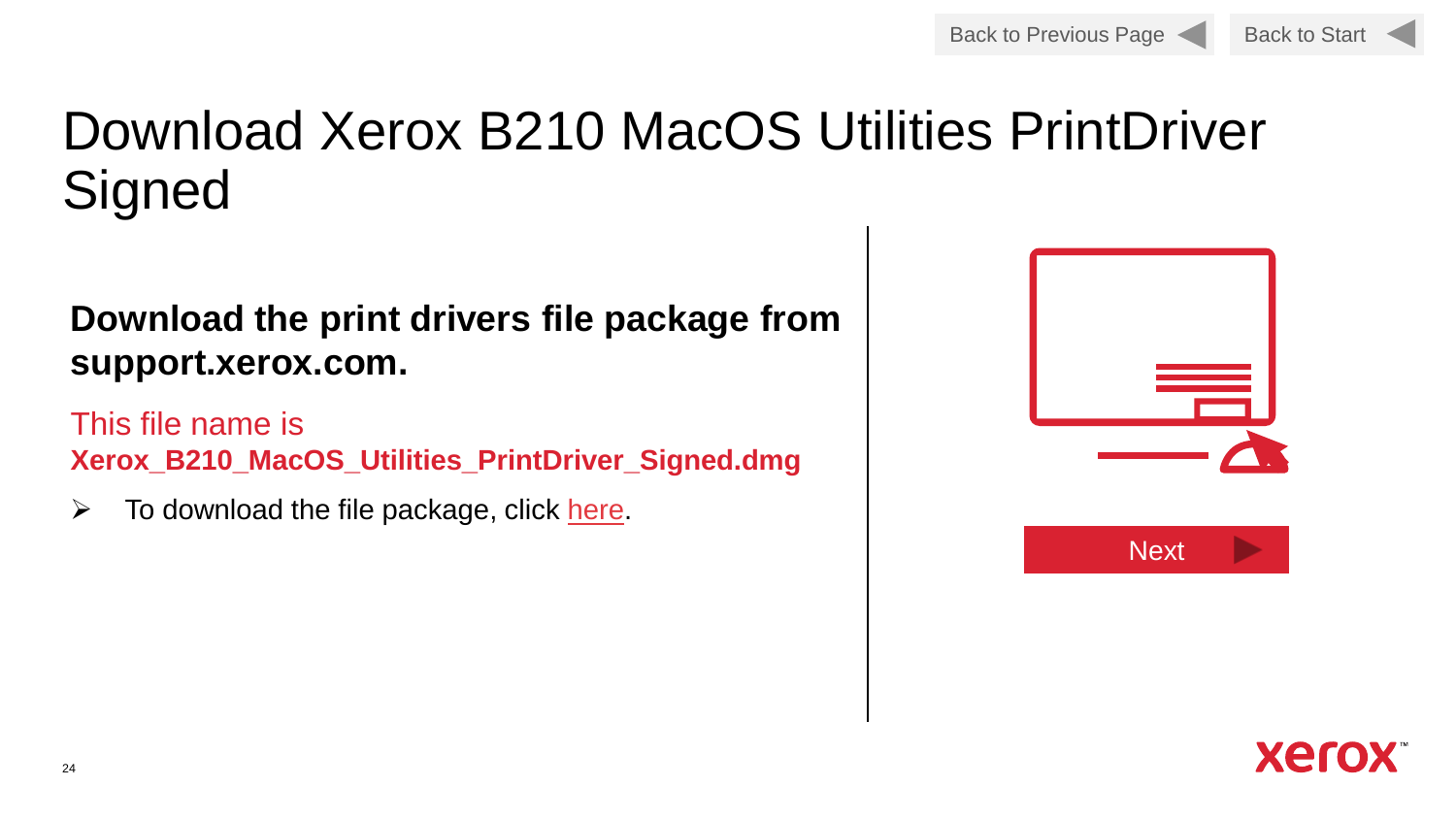# Download Xerox B210 MacOS Utilities PrintDriver Signed

**Download the print drivers file package from support.xerox.com.**

This file name is **Xerox_B210_MacOS_Utilities_PrintDriver_Signed.dmg**

- To download the file package, click here.

Back to Previous Page | Back to Start | Next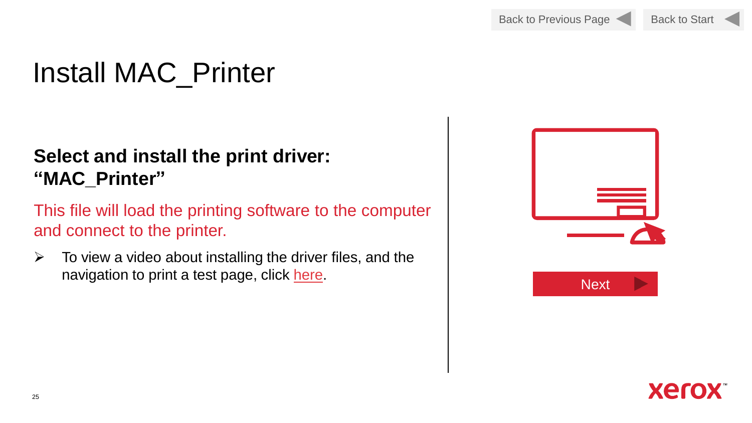Back to Previous Page | Back to Start

# Install MAC_Printer

**Select and install the print driver: "MAC_Printer"**

This file will load the printing software to the computer and connect to the printer.

- To view a video about installing the driver files, and the navigation to print a test page, click here.

Next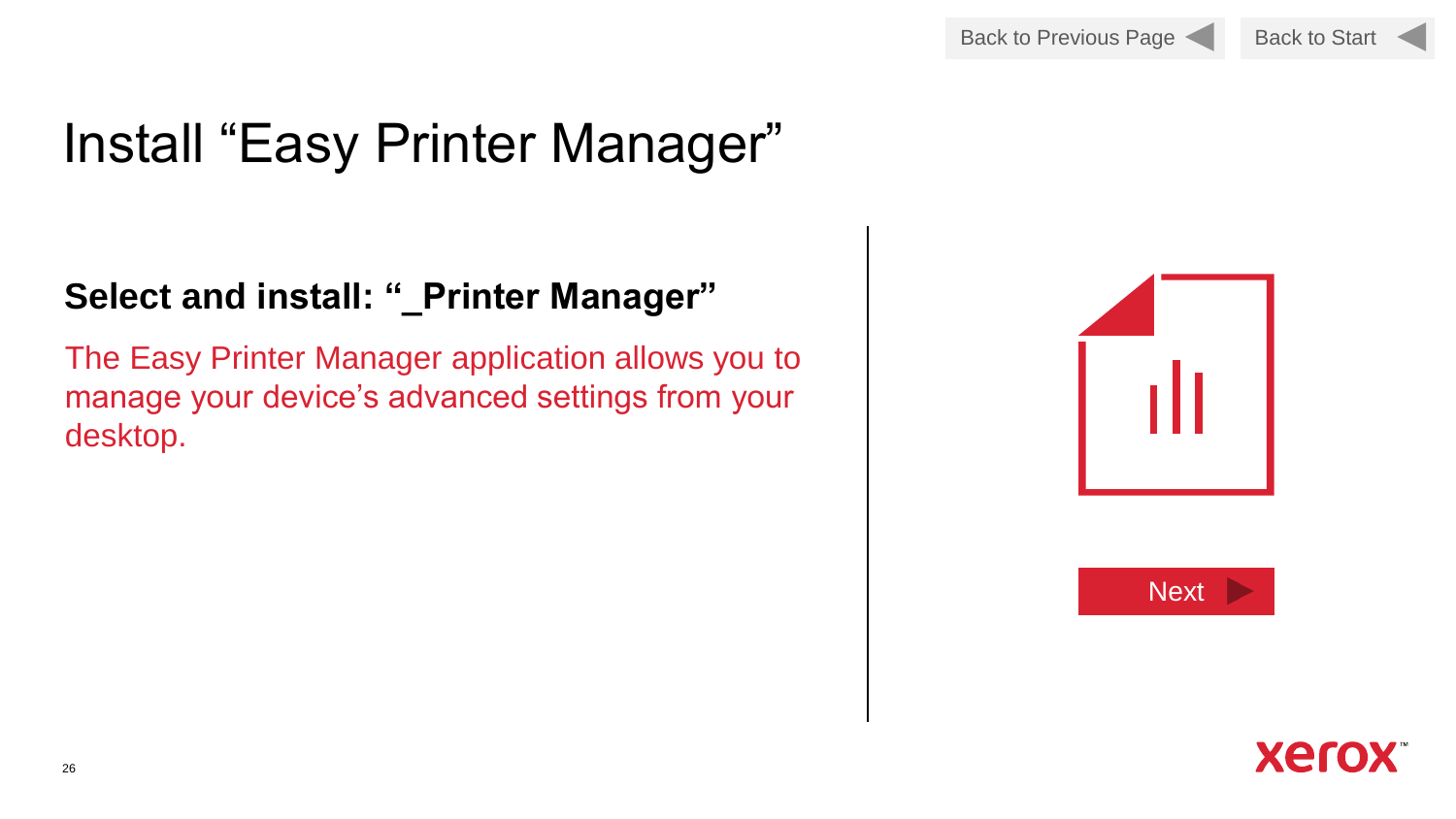Back to Previous Page    Back to Start

# Install “Easy Printer Manager”

**Select and install: “_Printer Manager”**

The Easy Printer Manager application allows you to manage your device’s advanced settings from your desktop.

Next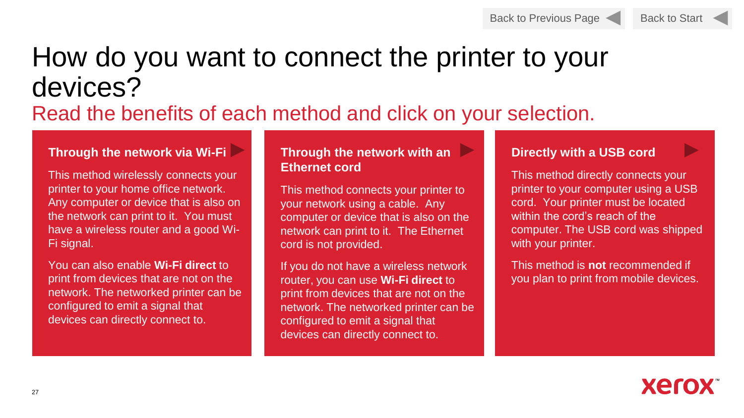Back to Previous Page    Back to Start

# How do you want to connect the printer to your devices?

## Read the benefits of each method and click on your selection.

### Through the network via Wi-Fi

This method wirelessly connects your printer to your home office network. Any computer or device that is also on the network can print to it. You must have a wireless router and a good Wi-Fi signal.

You can also enable **Wi-Fi direct** to print from devices that are not on the network. The networked printer can be configured to emit a signal that devices can directly connect to.

### Through the network with an Ethernet cord

This method connects your printer to your network using a cable. Any computer or device that is also on the network can print to it. The Ethernet cord is not provided.

If you do not have a wireless network router, you can use **Wi-Fi direct** to print from devices that are not on the network. The networked printer can be configured to emit a signal that devices can directly connect to.

### Directly with a USB cord

This method directly connects your printer to your computer using a USB cord. Your printer must be located within the cord's reach of the computer. The USB cord was shipped with your printer.

This method is **not** recommended if you plan to print from mobile devices.

xerox™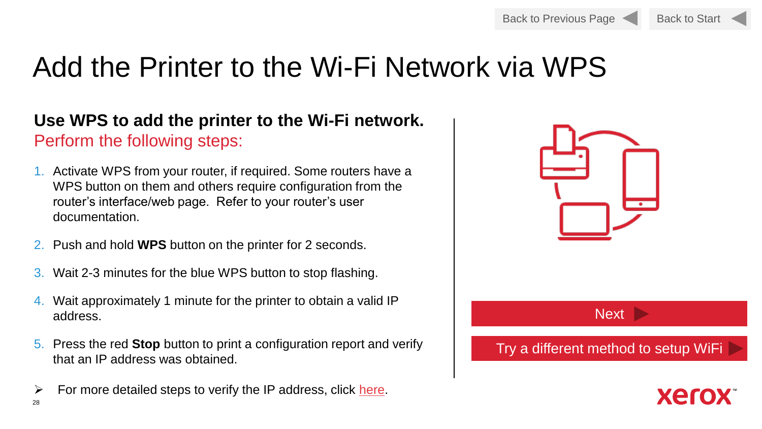Back to Previous Page | Back to Start

# Add the Printer to the Wi-Fi Network via WPS

**Use WPS to add the printer to the Wi-Fi network.**
Perform the following steps:

1. Activate WPS from your router, if required. Some routers have a WPS button on them and others require configuration from the router's interface/web page. Refer to your router's user documentation.
2. Push and hold **WPS** button on the printer for 2 seconds.
3. Wait 2-3 minutes for the blue WPS button to stop flashing.
4. Wait approximately 1 minute for the printer to obtain a valid IP address.
5. Press the red **Stop** button to print a configuration report and verify that an IP address was obtained.

➢ For more detailed steps to verify the IP address, click here.

Next

Try a different method to setup WiFi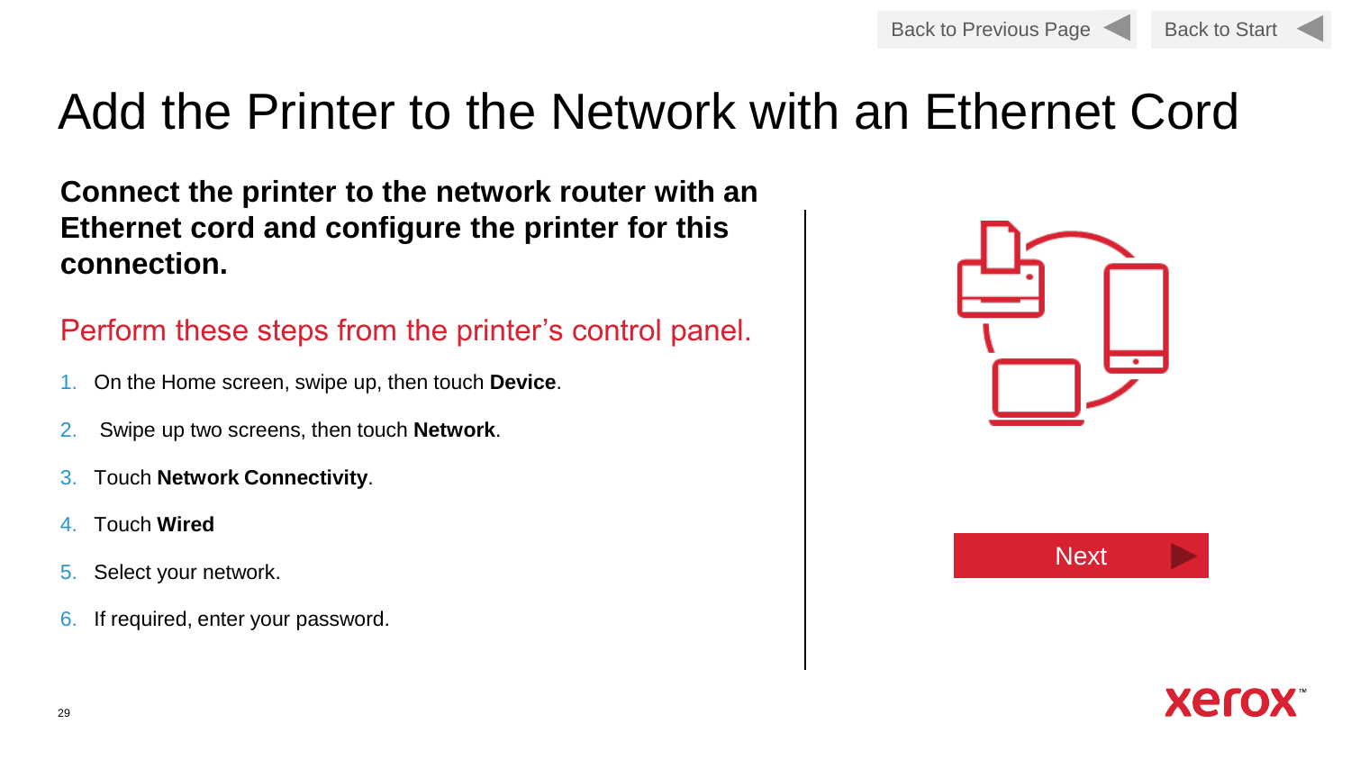# Add the Printer to the Network with an Ethernet Cord

**Connect the printer to the network router with an Ethernet cord and configure the printer for this connection.**

Perform these steps from the printer's control panel.

1. On the Home screen, swipe up, then touch **Device**.
2. Swipe up two screens, then touch **Network**.
3. Touch **Network Connectivity**.
4. Touch **Wired**
5. Select your network.
6. If required, enter your password.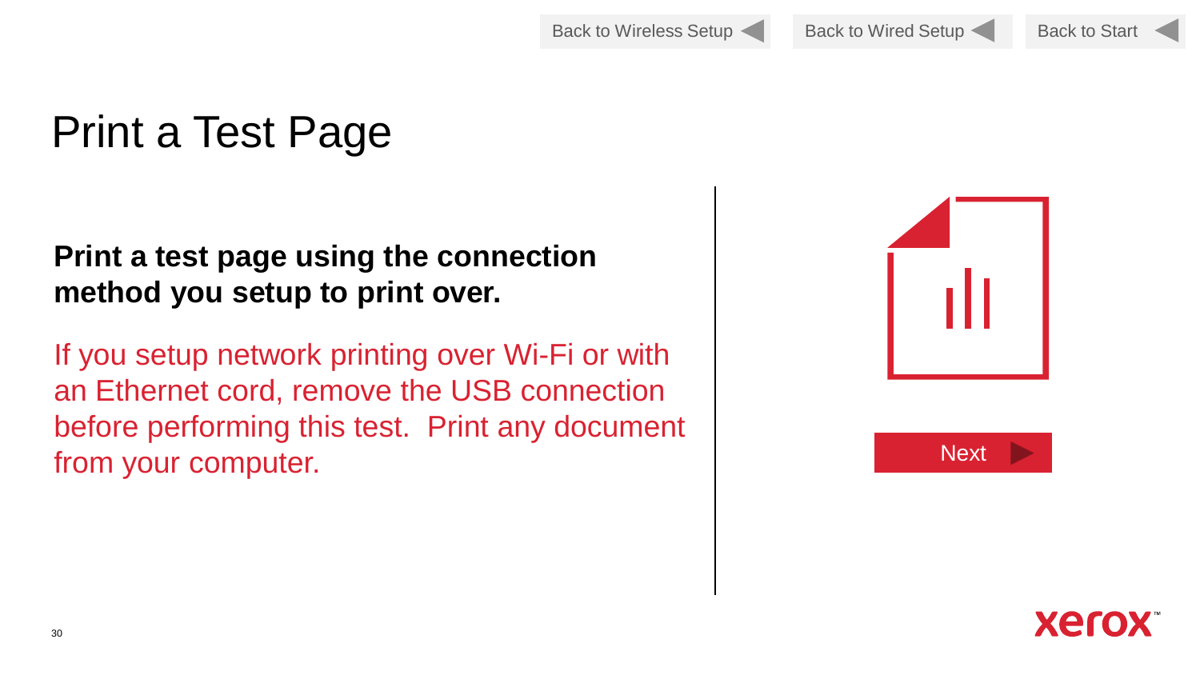Back to Wireless Setup | Back to Wired Setup | Back to Start

# Print a Test Page

**Print a test page using the connection method you setup to print over.**

If you setup network printing over Wi-Fi or with an Ethernet cord, remove the USB connection before performing this test.  Print any document from your computer.

Next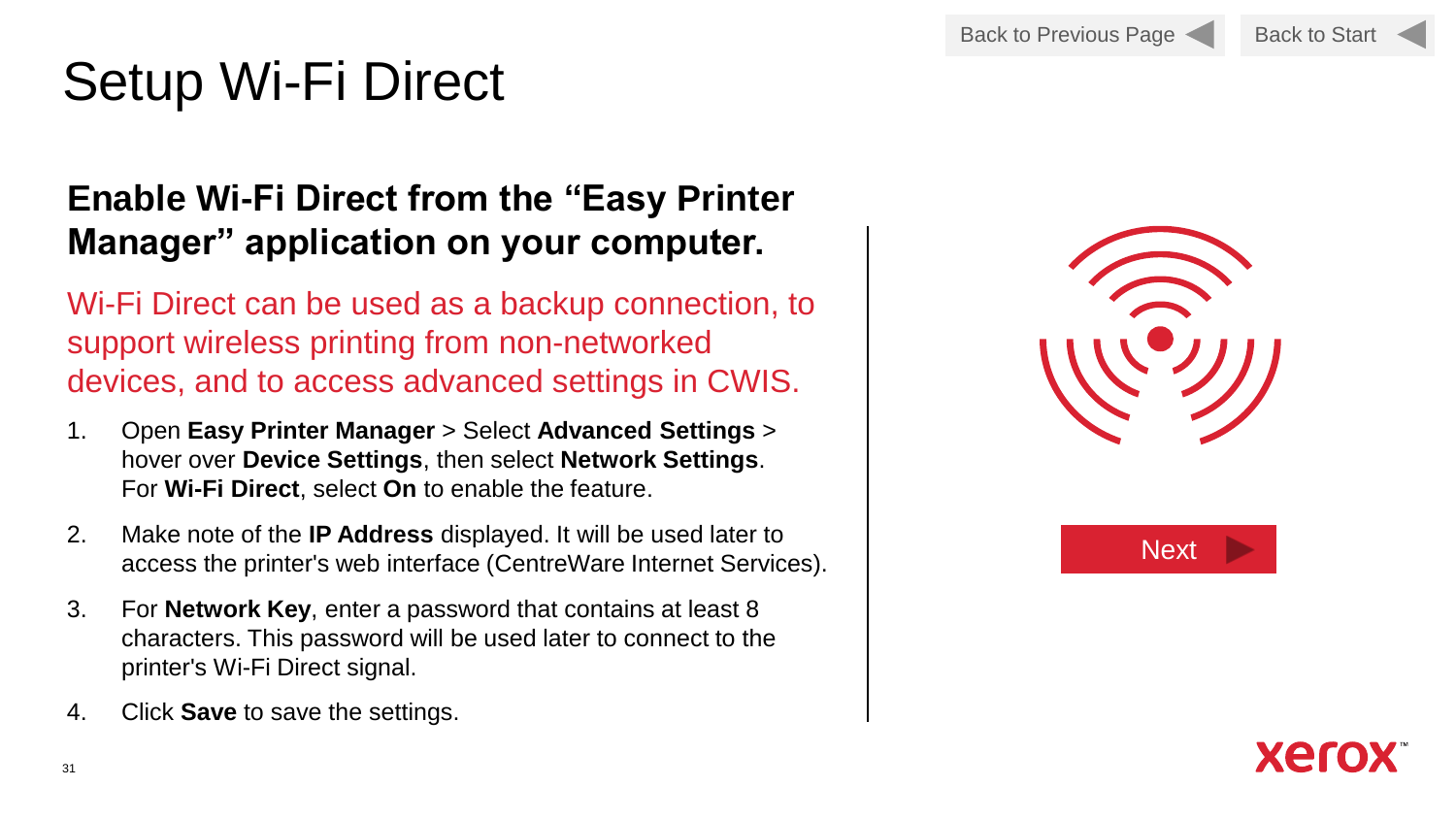# Setup Wi-Fi Direct

## Enable Wi-Fi Direct from the “Easy Printer Manager” application on your computer.

Wi-Fi Direct can be used as a backup connection, to support wireless printing from non-networked devices, and to access advanced settings in CWIS.

1. Open **Easy Printer Manager** > Select **Advanced Settings** > hover over **Device Settings**, then select **Network Settings**. For **Wi-Fi Direct**, select **On** to enable the feature.
2. Make note of the **IP Address** displayed. It will be used later to access the printer's web interface (CentreWare Internet Services).
3. For **Network Key**, enter a password that contains at least 8 characters. This password will be used later to connect to the printer's Wi-Fi Direct signal.
4. Click **Save** to save the settings.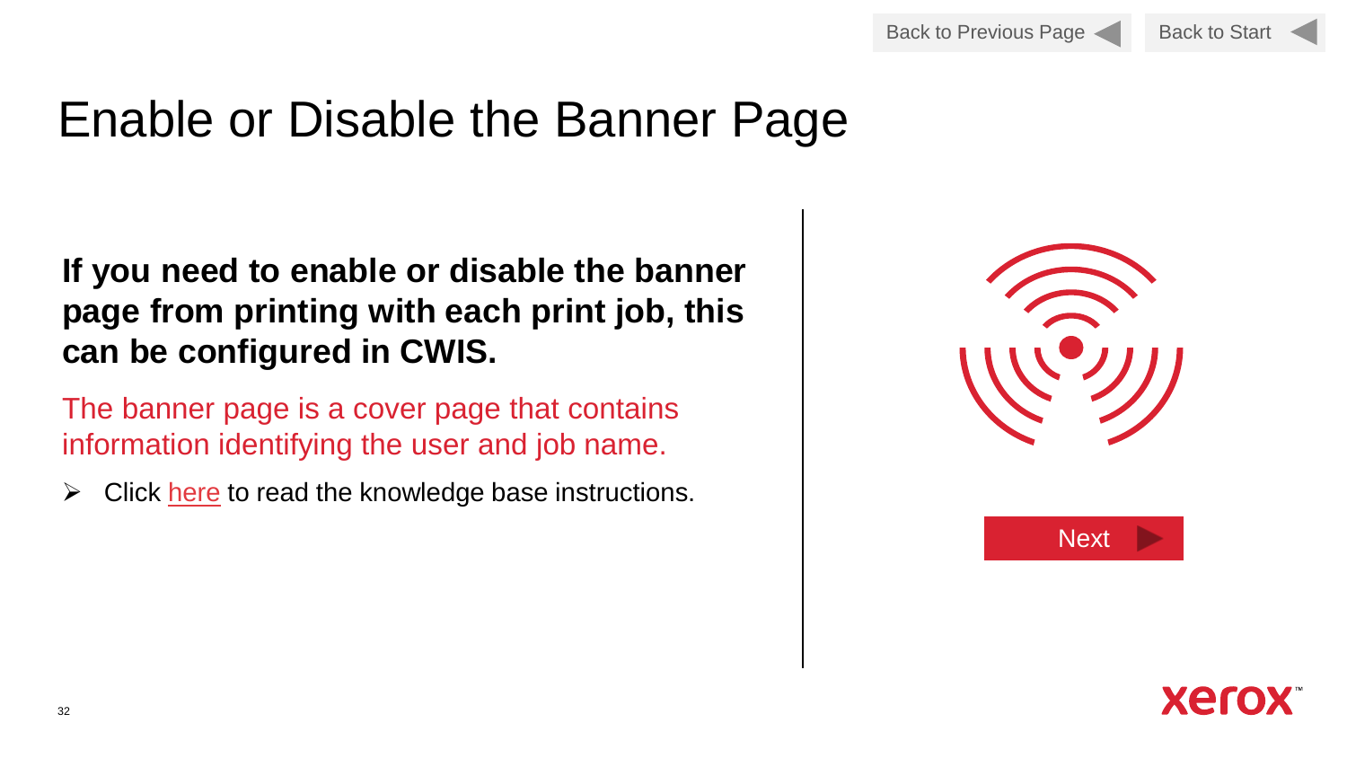# Enable or Disable the Banner Page

**If you need to enable or disable the banner page from printing with each print job, this can be configured in CWIS.**

The banner page is a cover page that contains information identifying the user and job name.

- Click here to read the knowledge base instructions.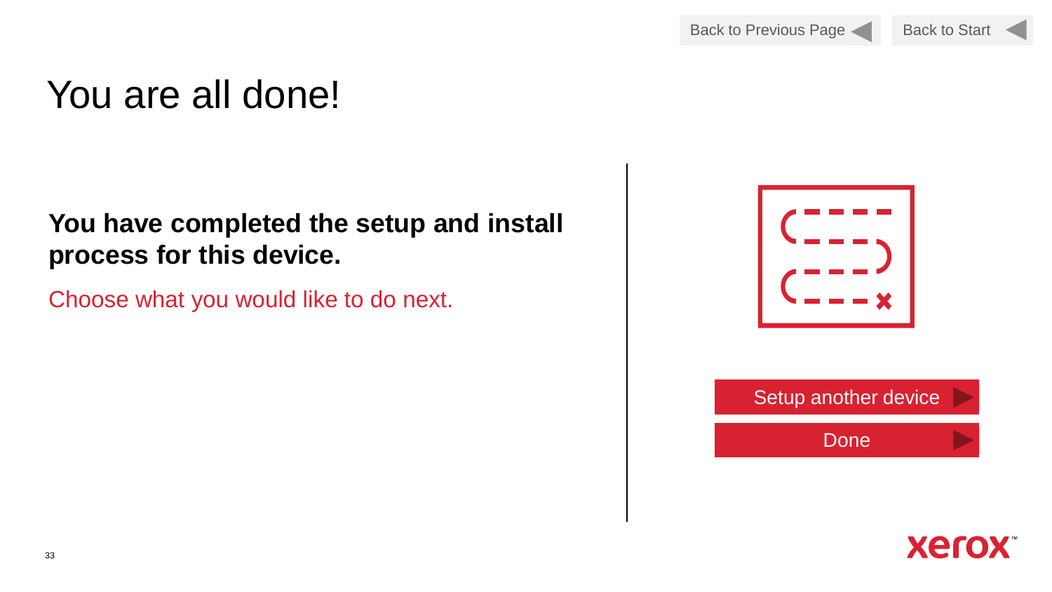Back to Previous Page | Back to Start

# You are all done!

**You have completed the setup and install process for this device.**

Choose what you would like to do next.

Setup another device

Done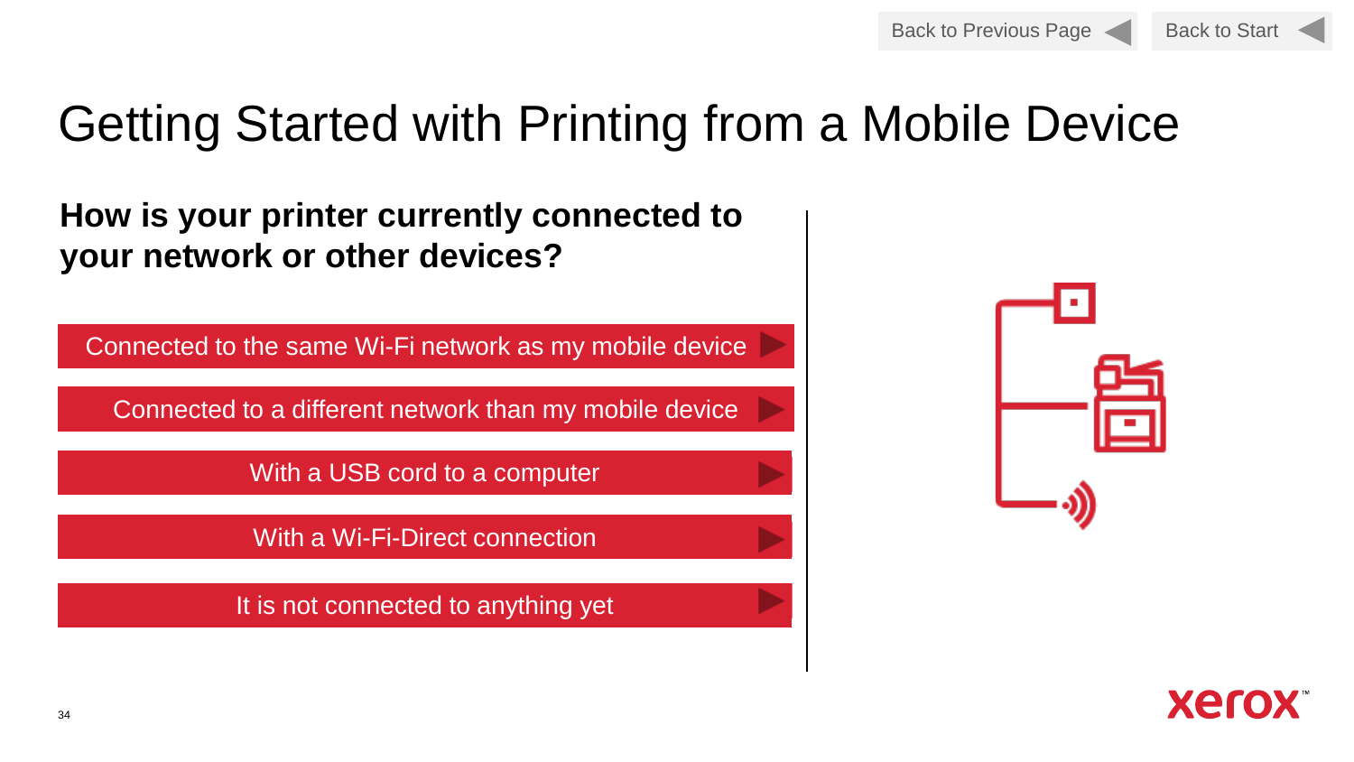Back to Previous Page | Back to Start

# Getting Started with Printing from a Mobile Device

## How is your printer currently connected to your network or other devices?

- Connected to the same Wi-Fi network as my mobile device
- Connected to a different network than my mobile device
- With a USB cord to a computer
- With a Wi-Fi-Direct connection
- It is not connected to anything yet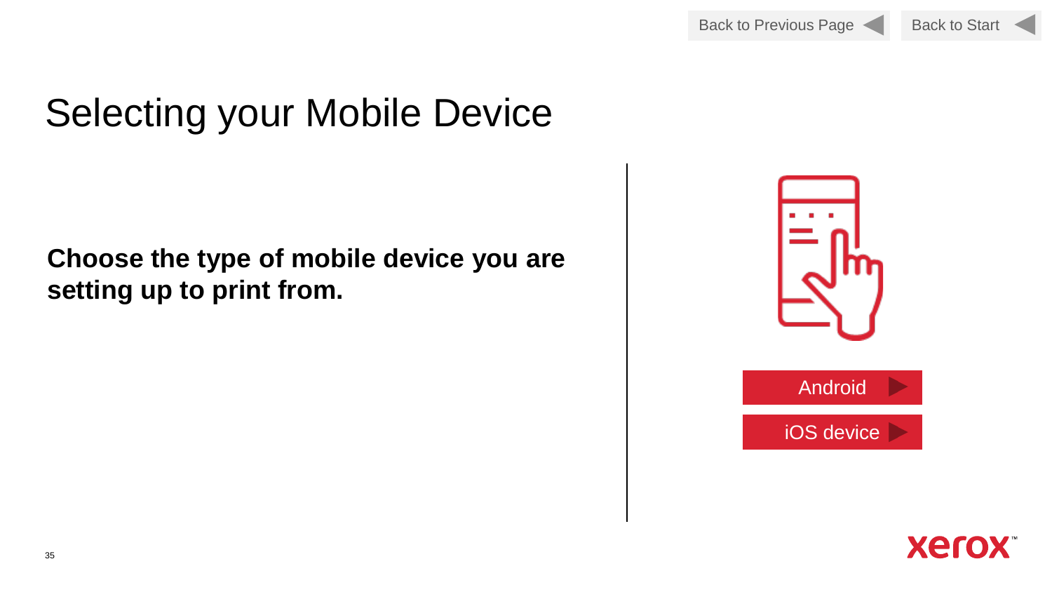Back to Previous Page

Back to Start

# Selecting your Mobile Device

**Choose the type of mobile device you are setting up to print from.**

Android

iOS device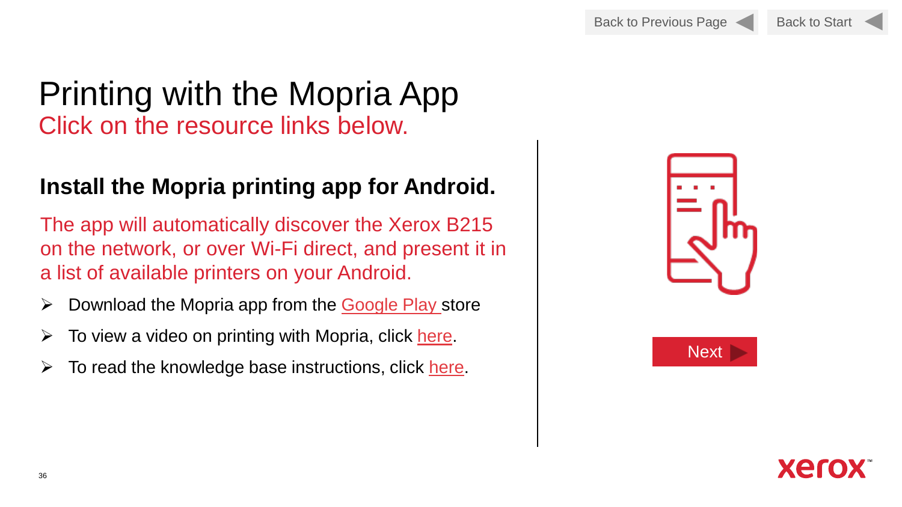# Printing with the Mopria App

Click on the resource links below.

## Install the Mopria printing app for Android.

The app will automatically discover the Xerox B215 on the network, or over Wi-Fi direct, and present it in a list of available printers on your Android.

- Download the Mopria app from the Google Play store
- To view a video on printing with Mopria, click here.
- To read the knowledge base instructions, click here.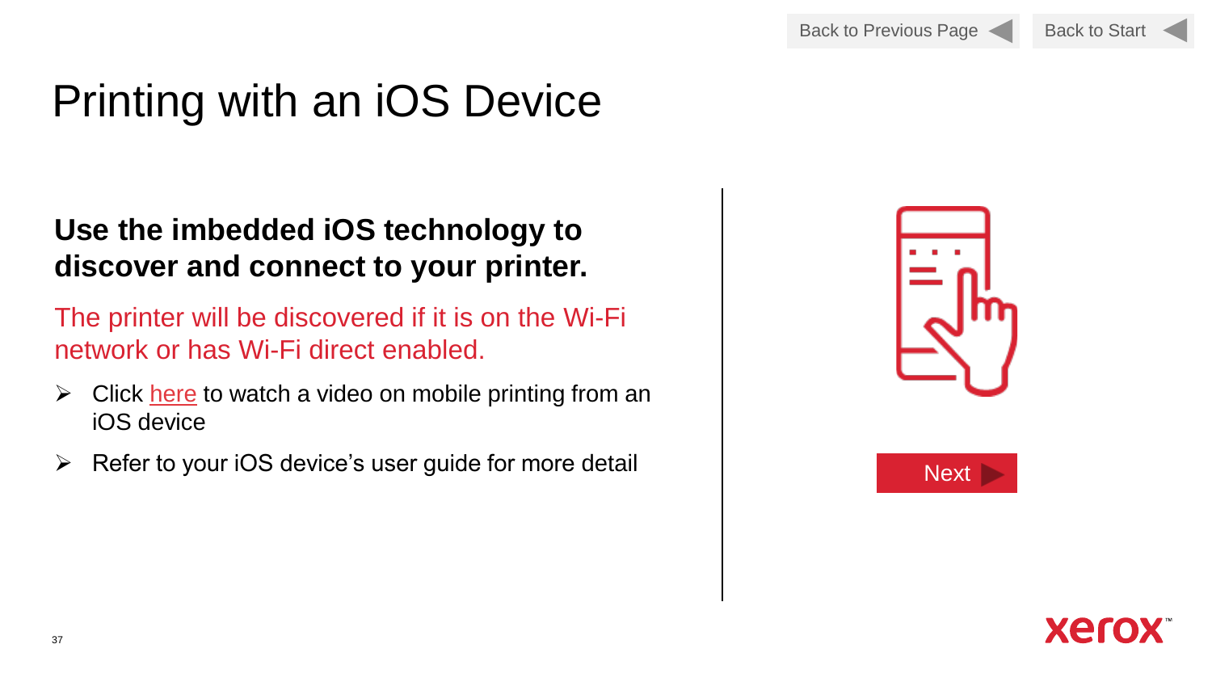# Printing with an iOS Device

**Use the imbedded iOS technology to discover and connect to your printer.**

The printer will be discovered if it is on the Wi-Fi network or has Wi-Fi direct enabled.

- Click here to watch a video on mobile printing from an iOS device
- Refer to your iOS device's user guide for more detail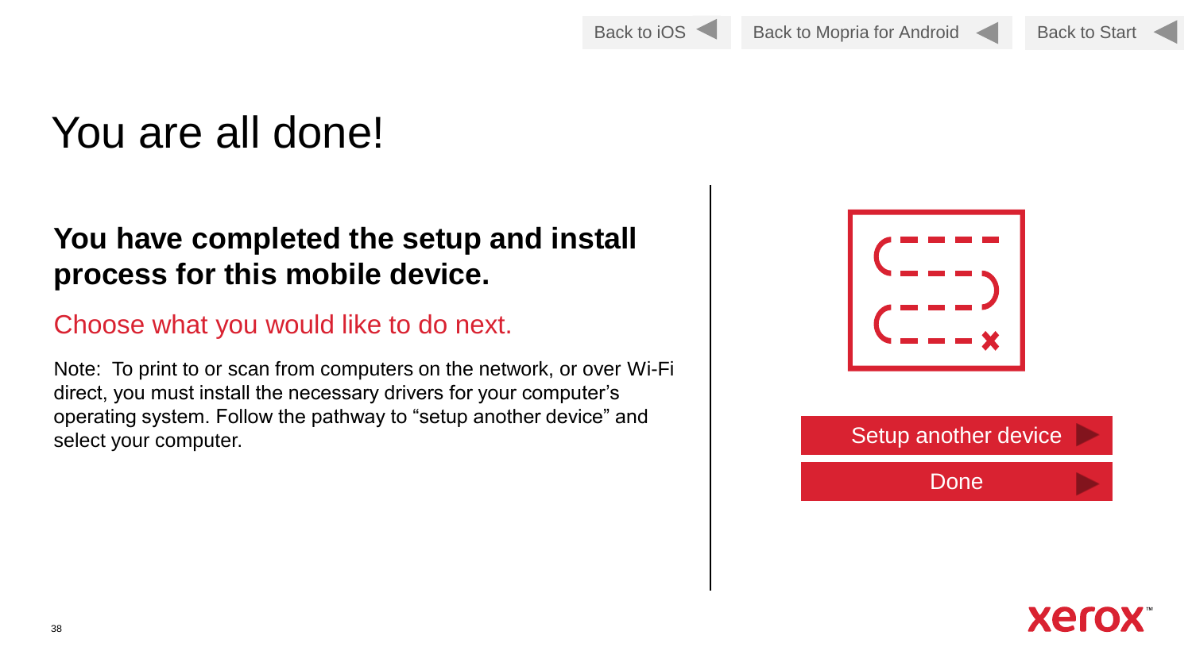Back to iOS | Back to Mopria for Android | Back to Start

# You are all done!

**You have completed the setup and install process for this mobile device.**

Choose what you would like to do next.

Note: To print to or scan from computers on the network, or over Wi-Fi direct, you must install the necessary drivers for your computer's operating system. Follow the pathway to "setup another device" and select your computer.

Setup another device

Done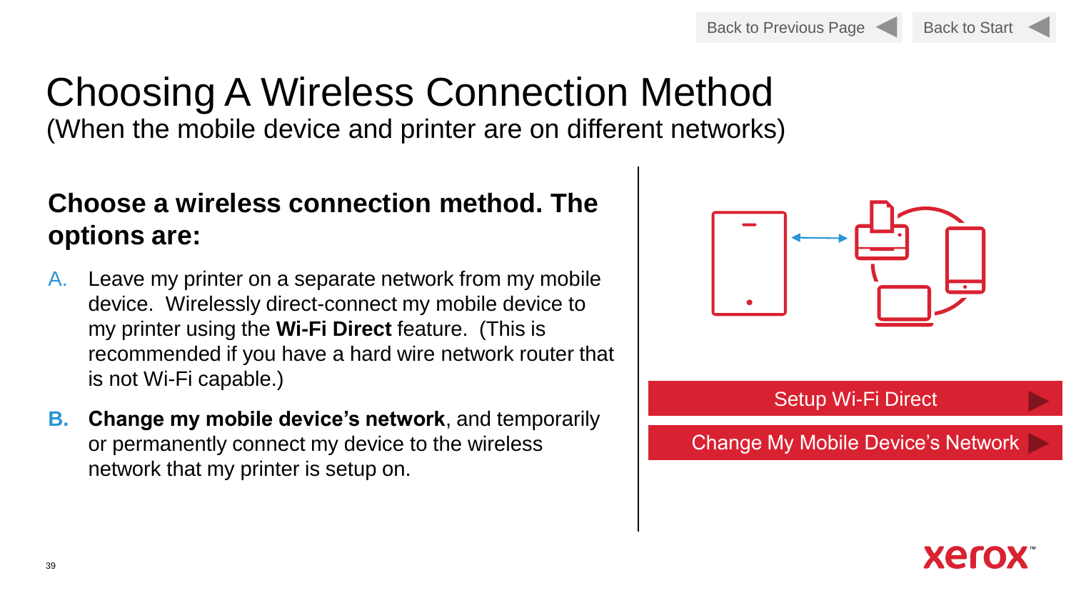Back to Previous Page | Back to Start

# Choosing A Wireless Connection Method

(When the mobile device and printer are on different networks)

## Choose a wireless connection method. The options are:

A. Leave my printer on a separate network from my mobile device. Wirelessly direct-connect my mobile device to my printer using the **Wi-Fi Direct** feature. (This is recommended if you have a hard wire network router that is not Wi-Fi capable.)

**B.** **Change my mobile device's network**, and temporarily or permanently connect my device to the wireless network that my printer is setup on.

Setup Wi-Fi Direct

Change My Mobile Device's Network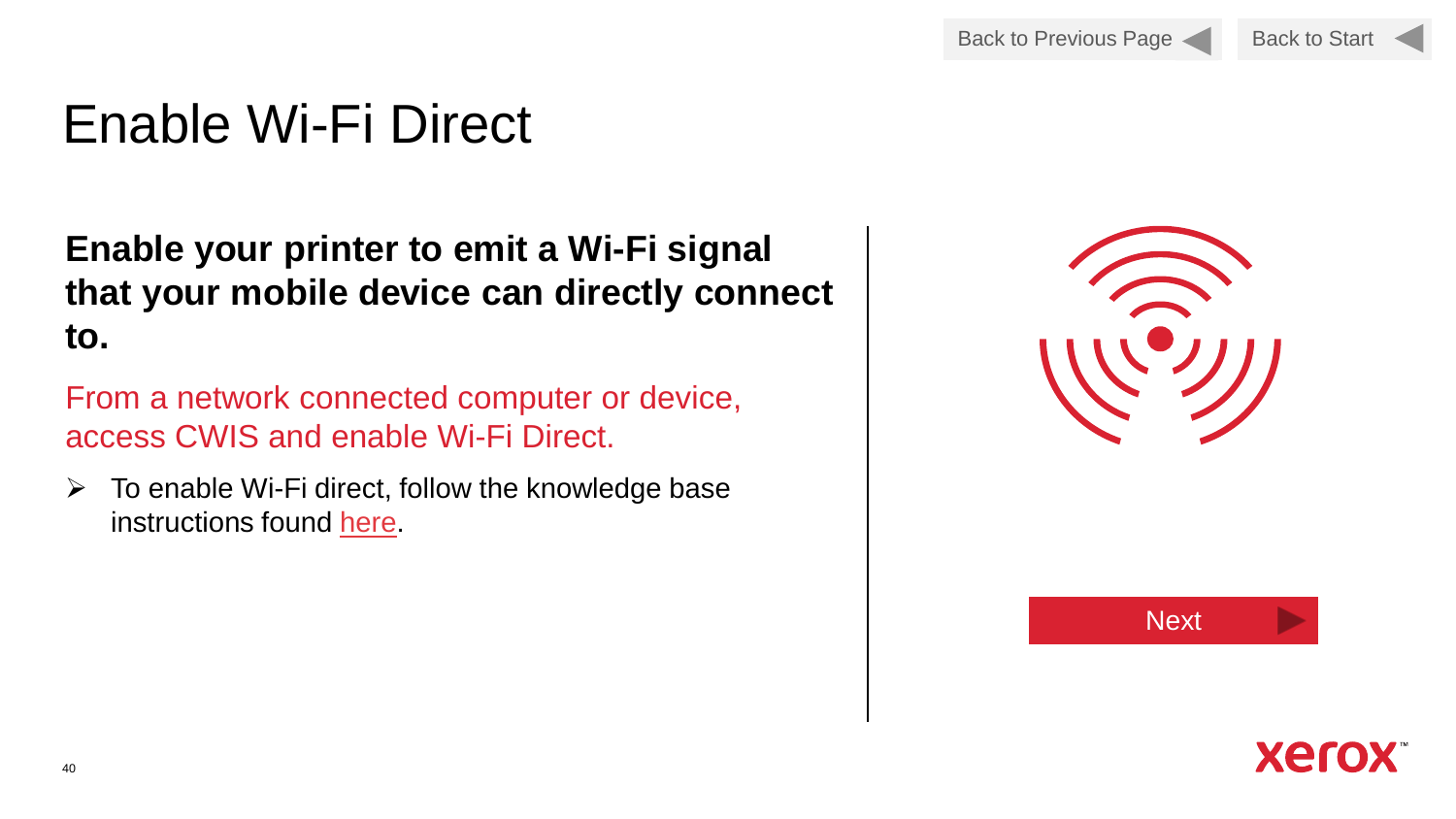Back to Previous Page | Back to Start

# Enable Wi-Fi Direct

**Enable your printer to emit a Wi-Fi signal that your mobile device can directly connect to.**

From a network connected computer or device, access CWIS and enable Wi-Fi Direct.

- To enable Wi-Fi direct, follow the knowledge base instructions found here.

Next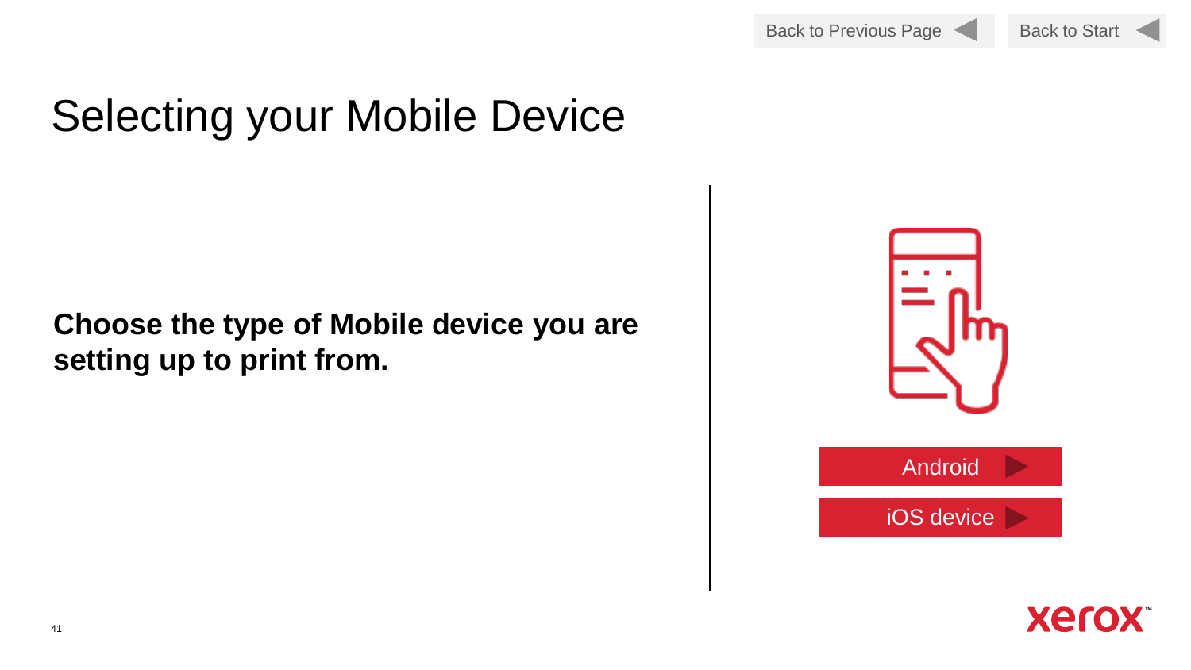Back to Previous Page | Back to Start

# Selecting your Mobile Device

**Choose the type of Mobile device you are setting up to print from.**

Android

iOS device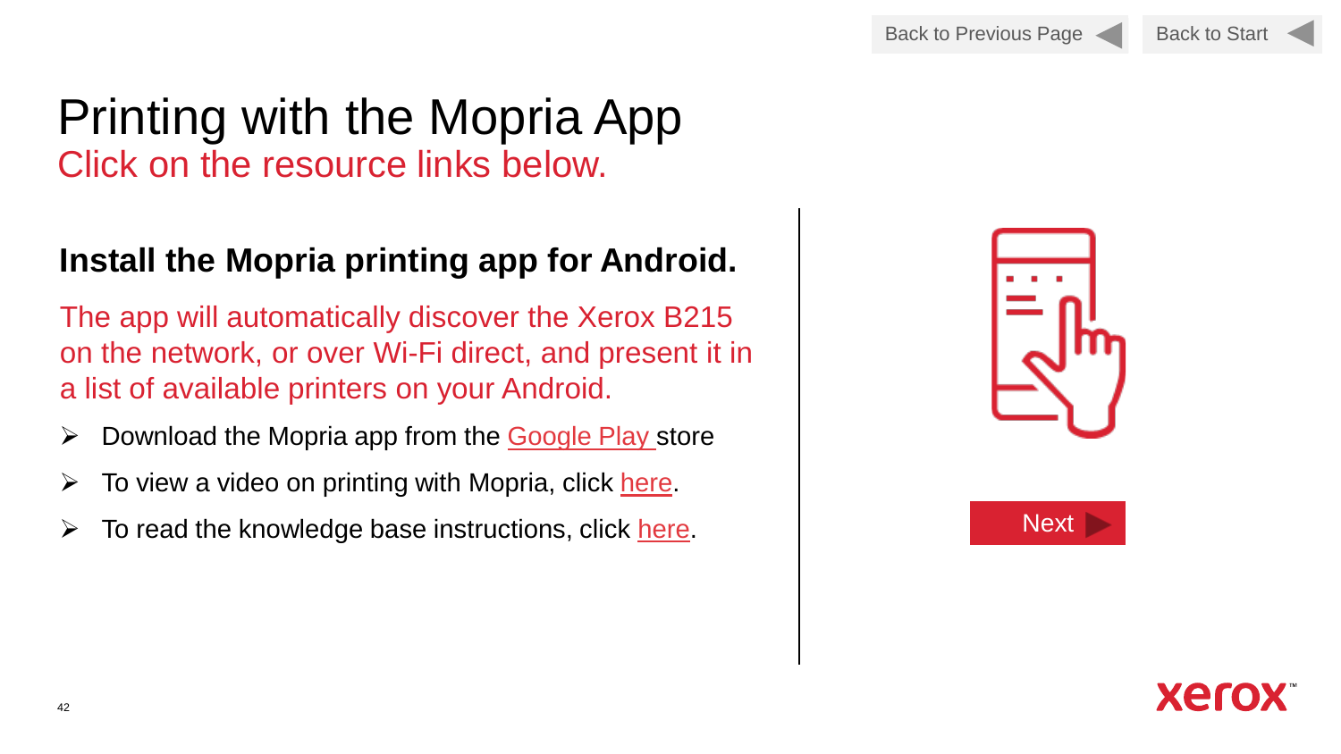# Printing with the Mopria App

Click on the resource links below.

## Install the Mopria printing app for Android.

The app will automatically discover the Xerox B215 on the network, or over Wi-Fi direct, and present it in a list of available printers on your Android.

- Download the Mopria app from the Google Play store
- To view a video on printing with Mopria, click here.
- To read the knowledge base instructions, click here.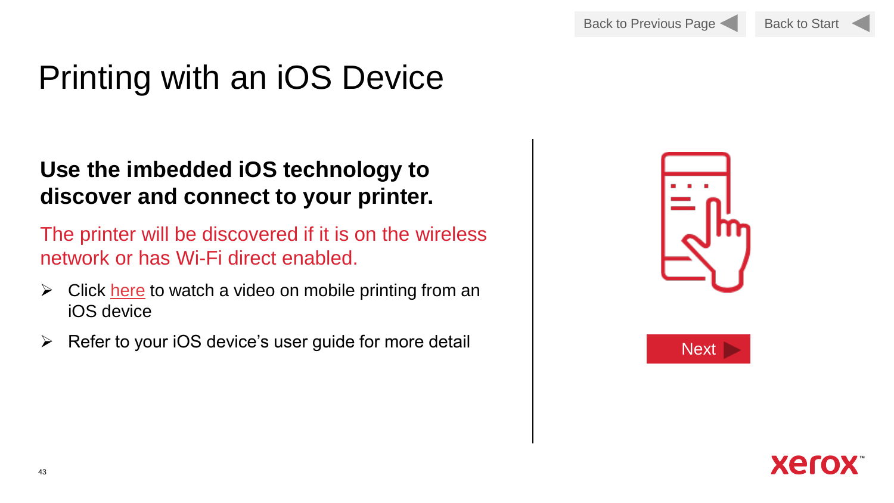# Printing with an iOS Device

**Use the imbedded iOS technology to discover and connect to your printer.**

The printer will be discovered if it is on the wireless network or has Wi-Fi direct enabled.

- Click here to watch a video on mobile printing from an iOS device
- Refer to your iOS device's user guide for more detail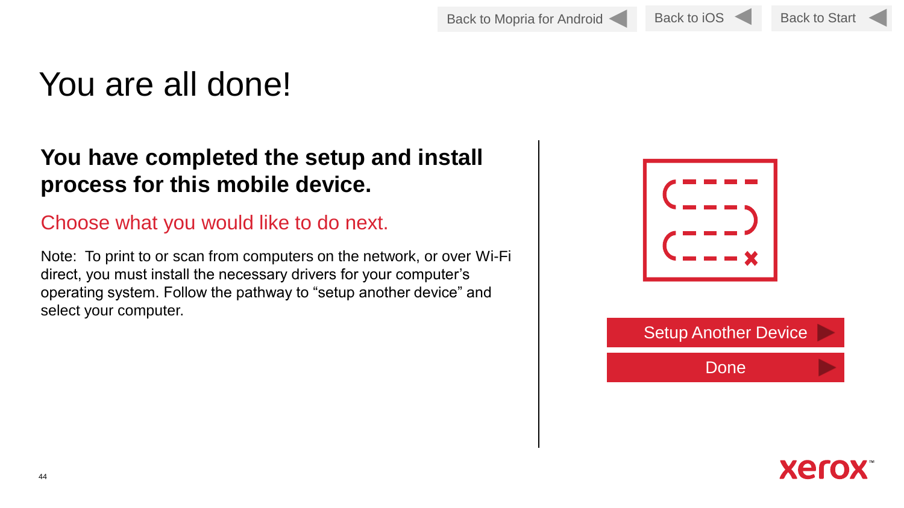Back to Mopria for Android | Back to iOS | Back to Start

# You are all done!

**You have completed the setup and install process for this mobile device.**

Choose what you would like to do next.

Note: To print to or scan from computers on the network, or over Wi-Fi direct, you must install the necessary drivers for your computer's operating system. Follow the pathway to "setup another device" and select your computer.

Setup Another Device

Done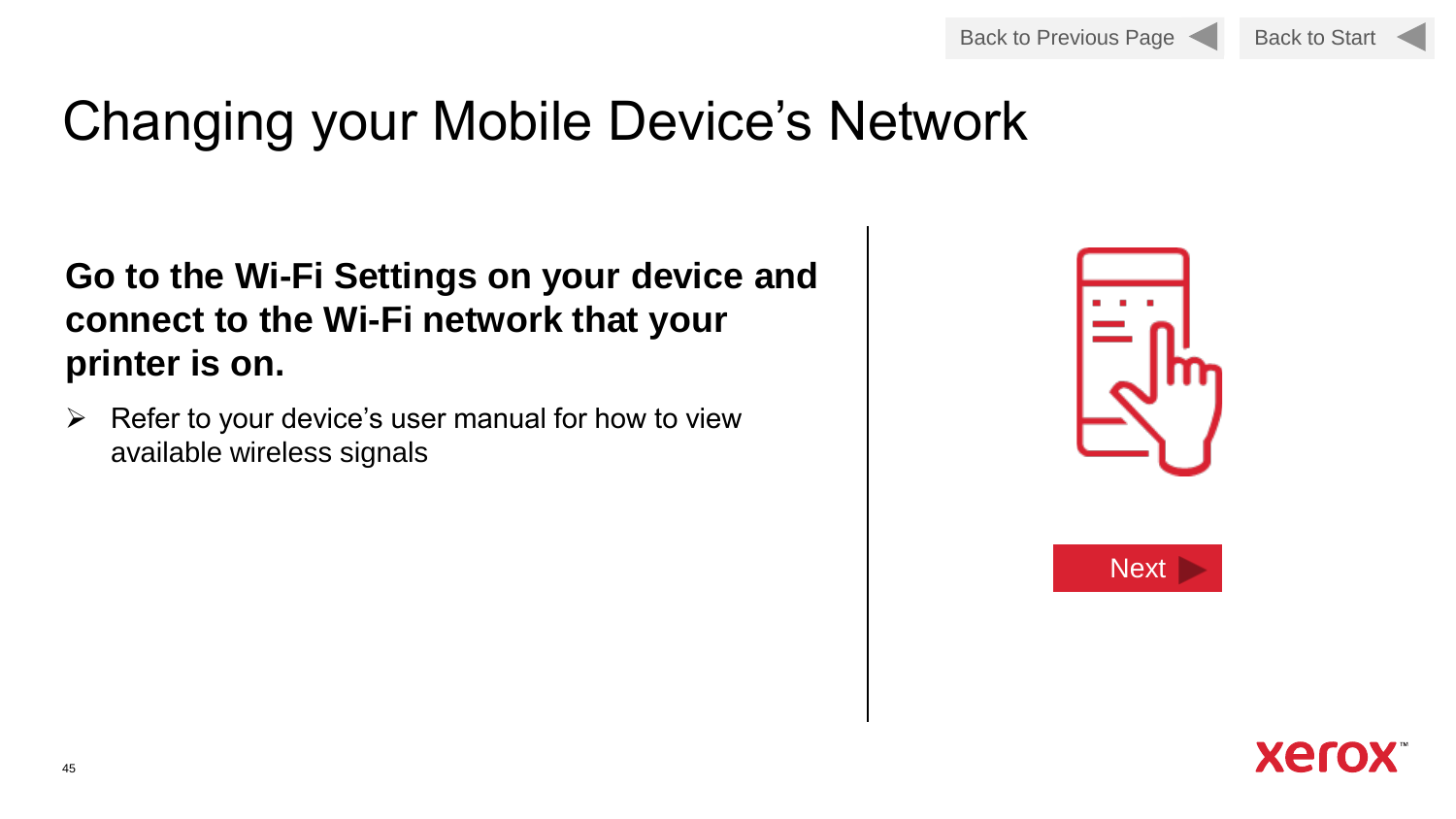# Changing your Mobile Device's Network

**Go to the Wi-Fi Settings on your device and connect to the Wi-Fi network that your printer is on.**

- Refer to your device's user manual for how to view available wireless signals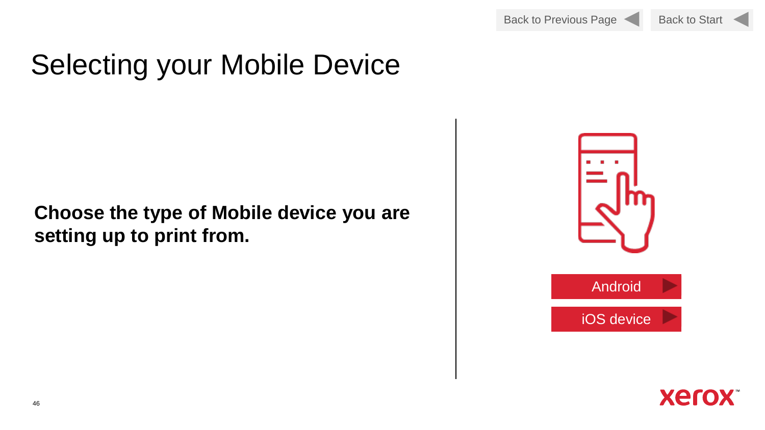Back to Previous Page | Back to Start

# Selecting your Mobile Device

**Choose the type of Mobile device you are setting up to print from.**

Android

iOS device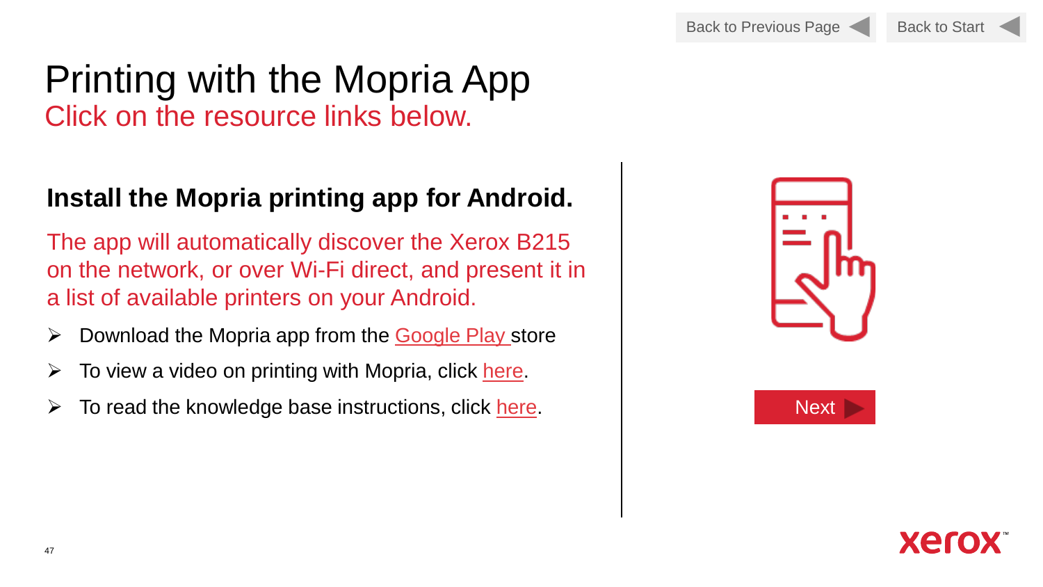# Printing with the Mopria App

Click on the resource links below.

## Install the Mopria printing app for Android.

The app will automatically discover the Xerox B215 on the network, or over Wi-Fi direct, and present it in a list of available printers on your Android.

- Download the Mopria app from the Google Play store
- To view a video on printing with Mopria, click here.
- To read the knowledge base instructions, click here.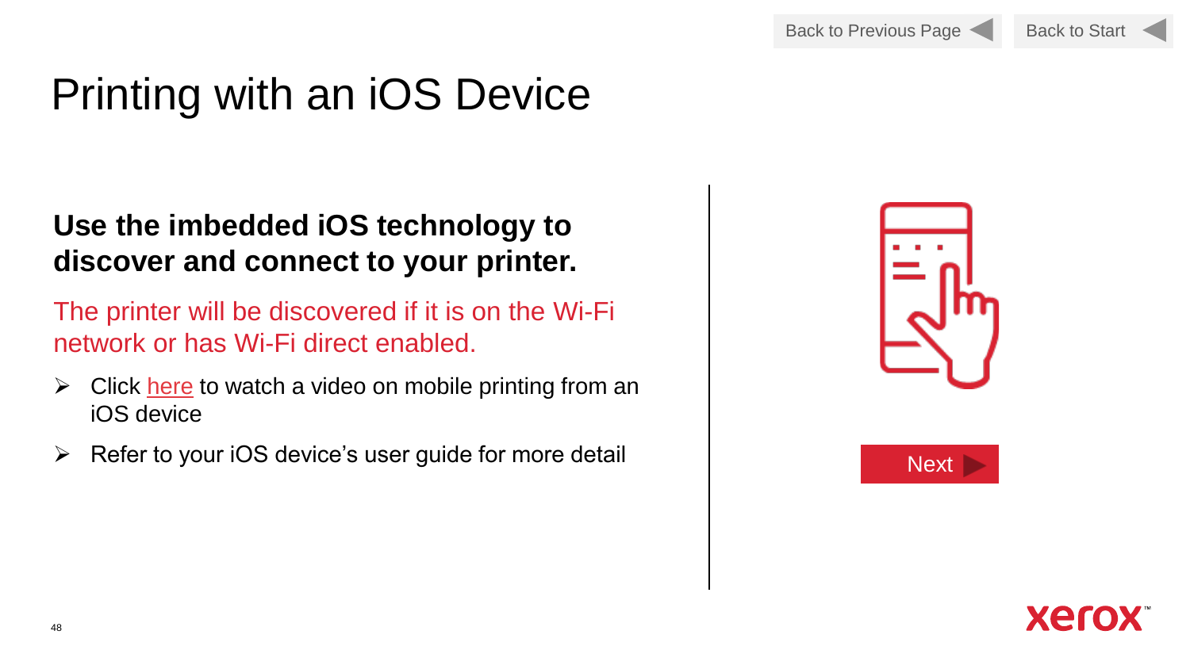# Printing with an iOS Device

**Use the imbedded iOS technology to discover and connect to your printer.**

The printer will be discovered if it is on the Wi-Fi network or has Wi-Fi direct enabled.

- Click here to watch a video on mobile printing from an iOS device
- Refer to your iOS device's user guide for more detail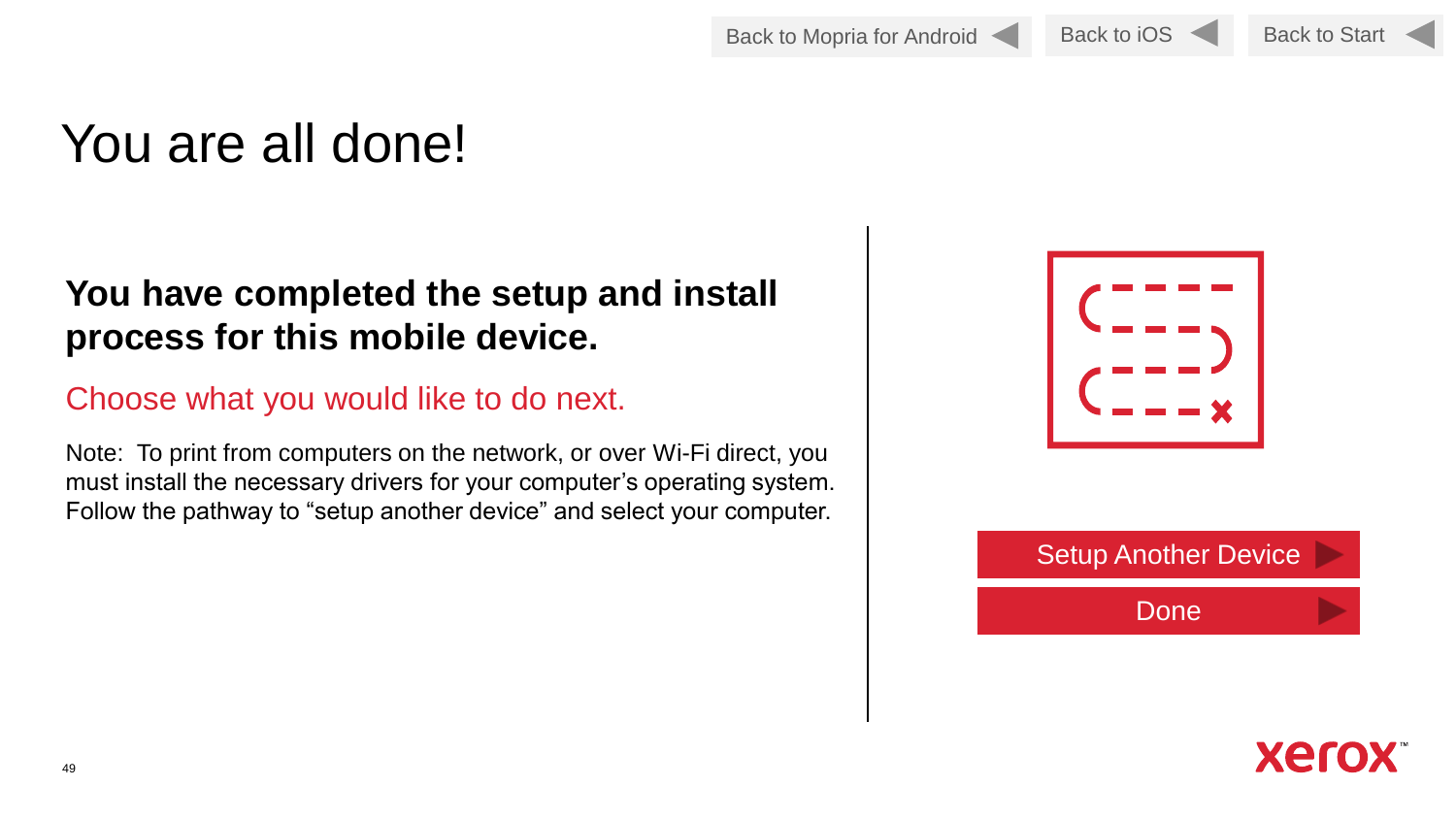Back to Mopria for Android | Back to iOS | Back to Start

# You are all done!

**You have completed the setup and install process for this mobile device.**

Choose what you would like to do next.

Note: To print from computers on the network, or over Wi-Fi direct, you must install the necessary drivers for your computer's operating system. Follow the pathway to "setup another device" and select your computer.

Setup Another Device

Done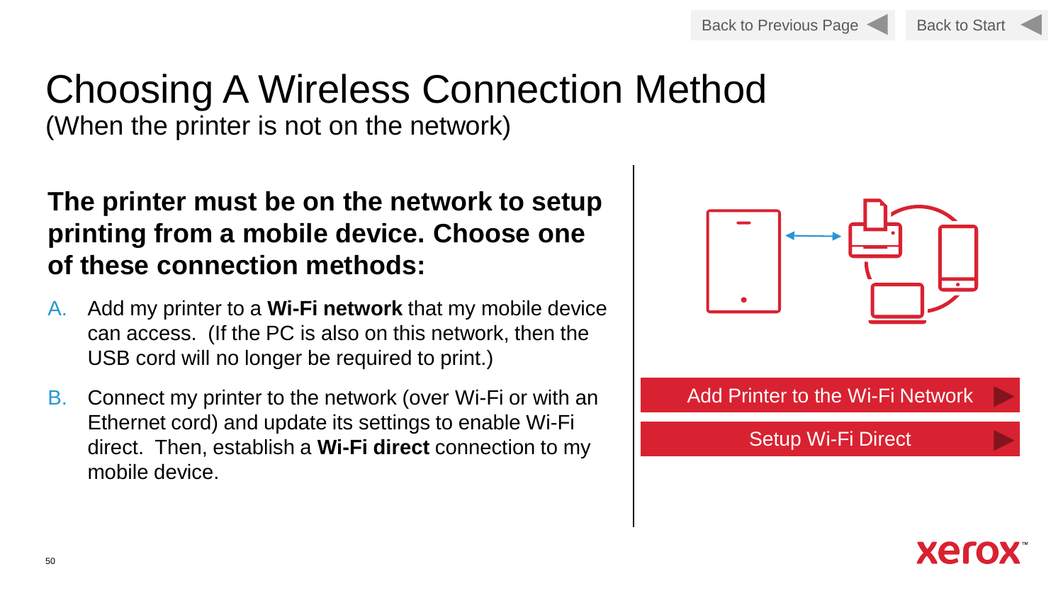Back to Previous Page | Back to Start

# Choosing A Wireless Connection Method

(When the printer is not on the network)

**The printer must be on the network to setup printing from a mobile device. Choose one of these connection methods:**

A. Add my printer to a **Wi-Fi network** that my mobile device can access. (If the PC is also on this network, then the USB cord will no longer be required to print.)

B. Connect my printer to the network (over Wi-Fi or with an Ethernet cord) and update its settings to enable Wi-Fi direct. Then, establish a **Wi-Fi direct** connection to my mobile device.

Add Printer to the Wi-Fi Network

Setup Wi-Fi Direct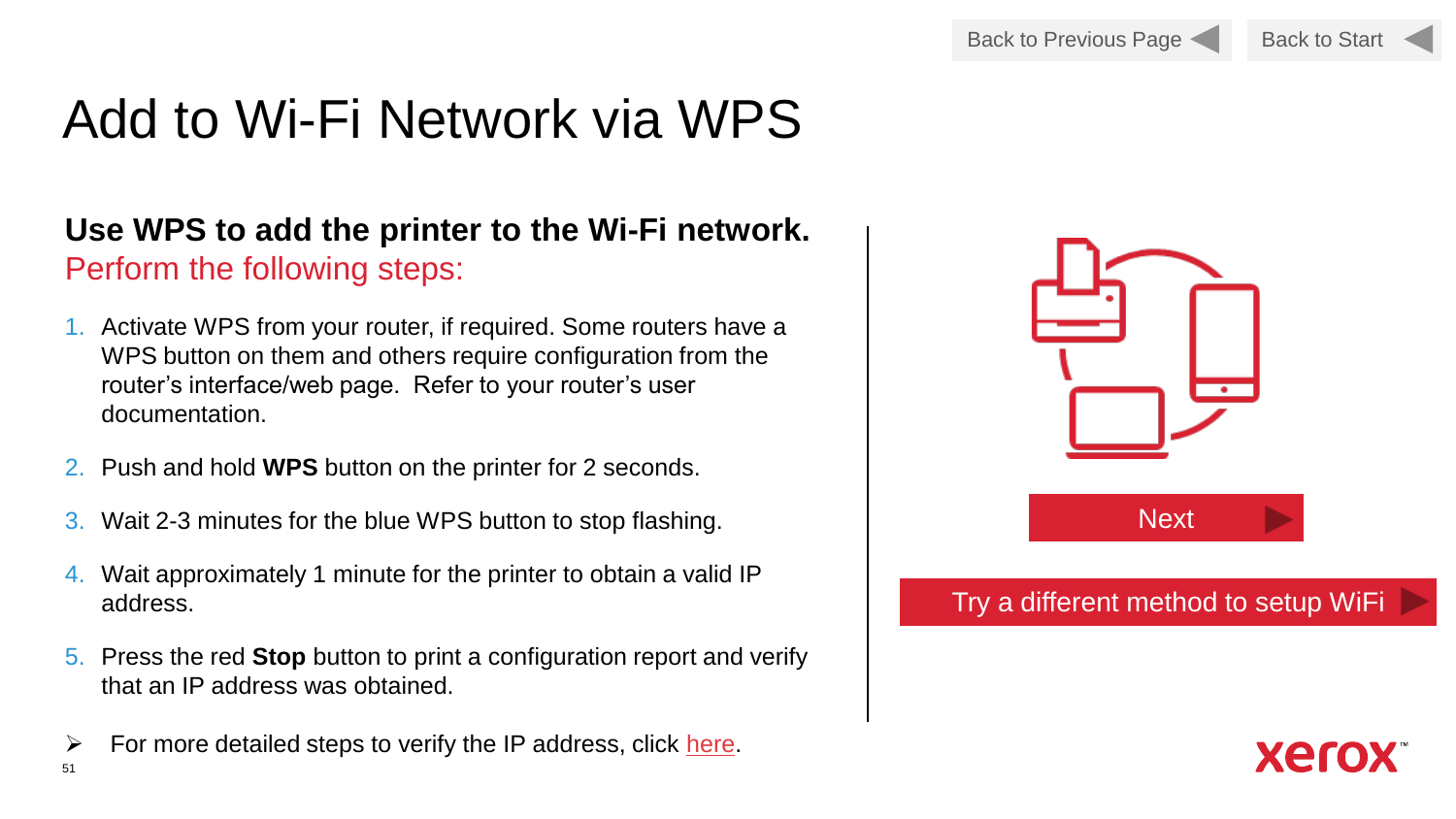Back to Previous Page | Back to Start

# Add to Wi-Fi Network via WPS

**Use WPS to add the printer to the Wi-Fi network.**
Perform the following steps:

1. Activate WPS from your router, if required. Some routers have a WPS button on them and others require configuration from the router's interface/web page. Refer to your router's user documentation.
2. Push and hold **WPS** button on the printer for 2 seconds.
3. Wait 2-3 minutes for the blue WPS button to stop flashing.
4. Wait approximately 1 minute for the printer to obtain a valid IP address.
5. Press the red **Stop** button to print a configuration report and verify that an IP address was obtained.

- For more detailed steps to verify the IP address, click here.

Next

Try a different method to setup WiFi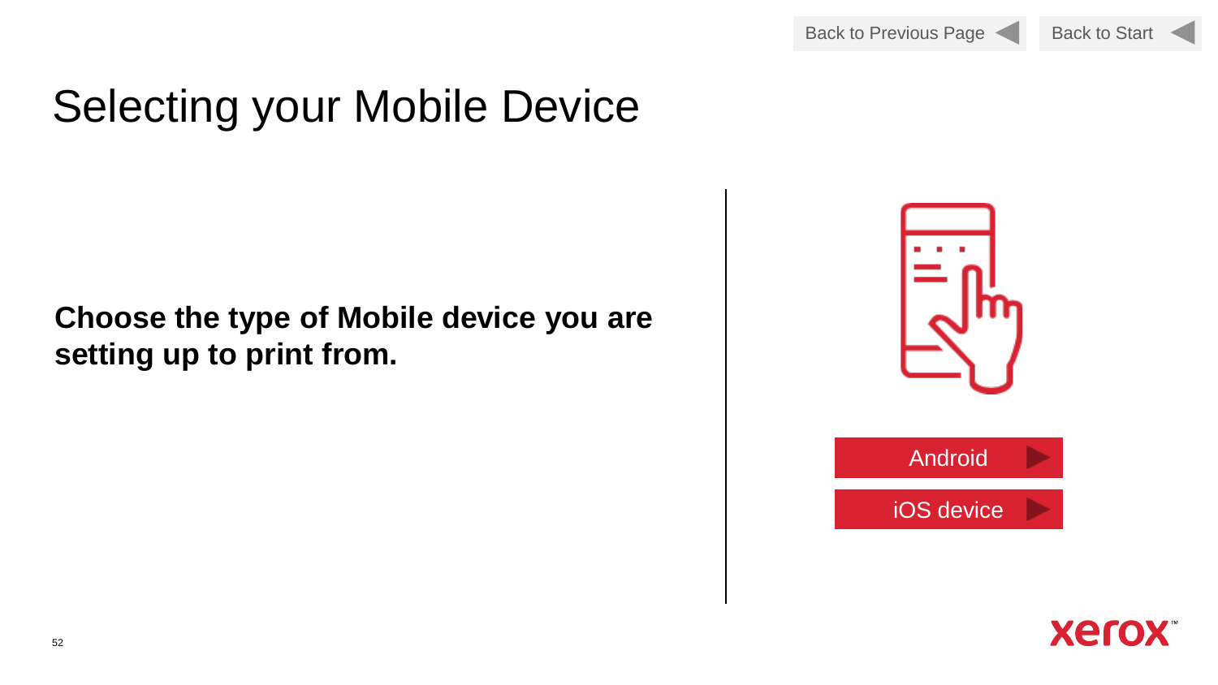Back to Previous Page | Back to Start

# Selecting your Mobile Device

**Choose the type of Mobile device you are setting up to print from.**

Android

iOS device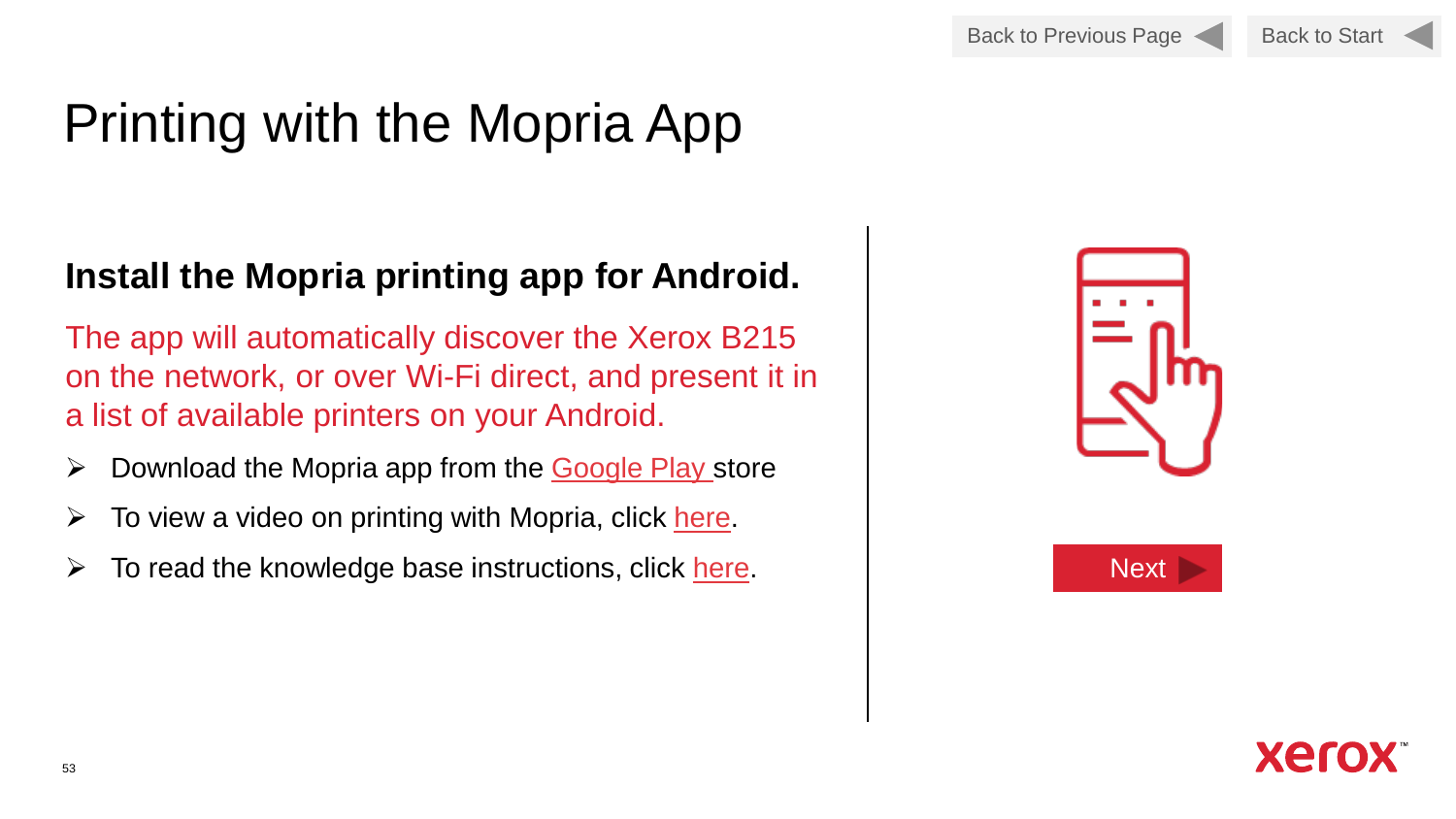Back to Previous Page | Back to Start

# Printing with the Mopria App

## Install the Mopria printing app for Android.

The app will automatically discover the Xerox B215 on the network, or over Wi-Fi direct, and present it in a list of available printers on your Android.

- Download the Mopria app from the Google Play store
- To view a video on printing with Mopria, click here.
- To read the knowledge base instructions, click here.

Next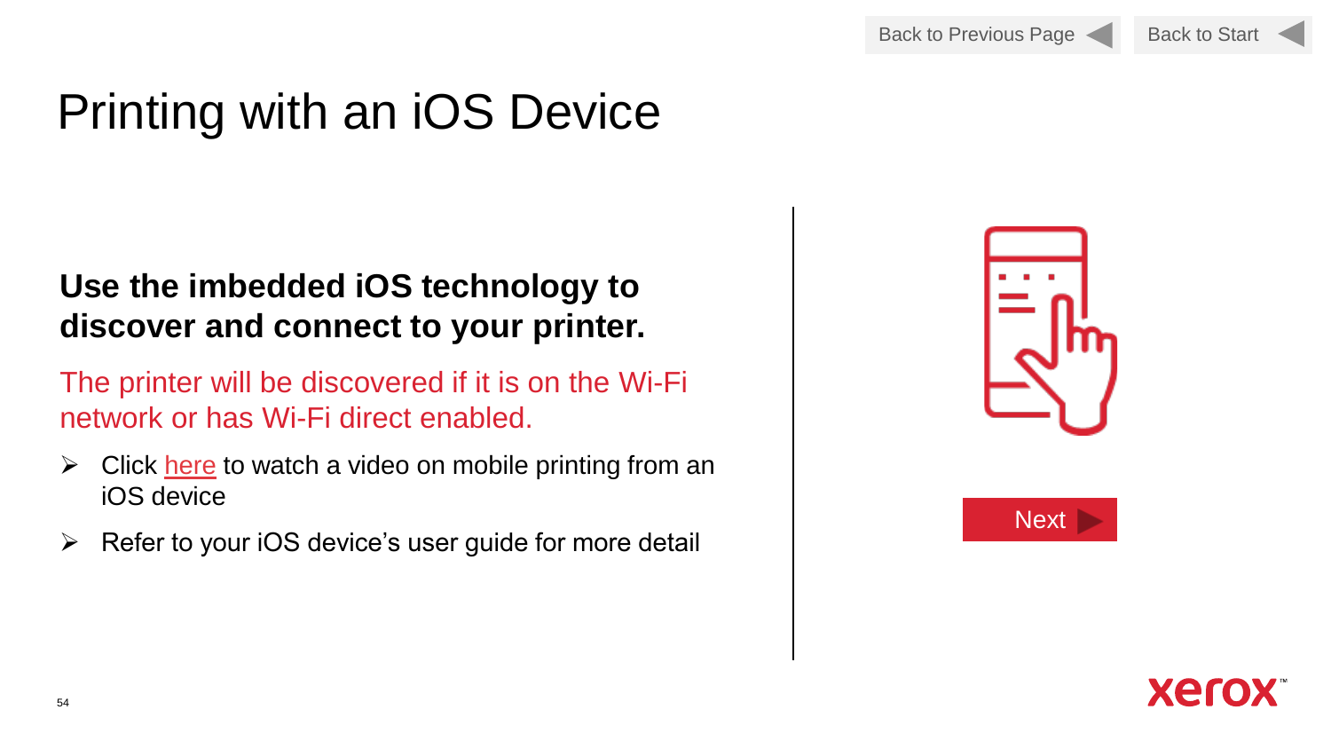# Printing with an iOS Device

**Use the imbedded iOS technology to discover and connect to your printer.**

The printer will be discovered if it is on the Wi-Fi network or has Wi-Fi direct enabled.

- Click here to watch a video on mobile printing from an iOS device
- Refer to your iOS device's user guide for more detail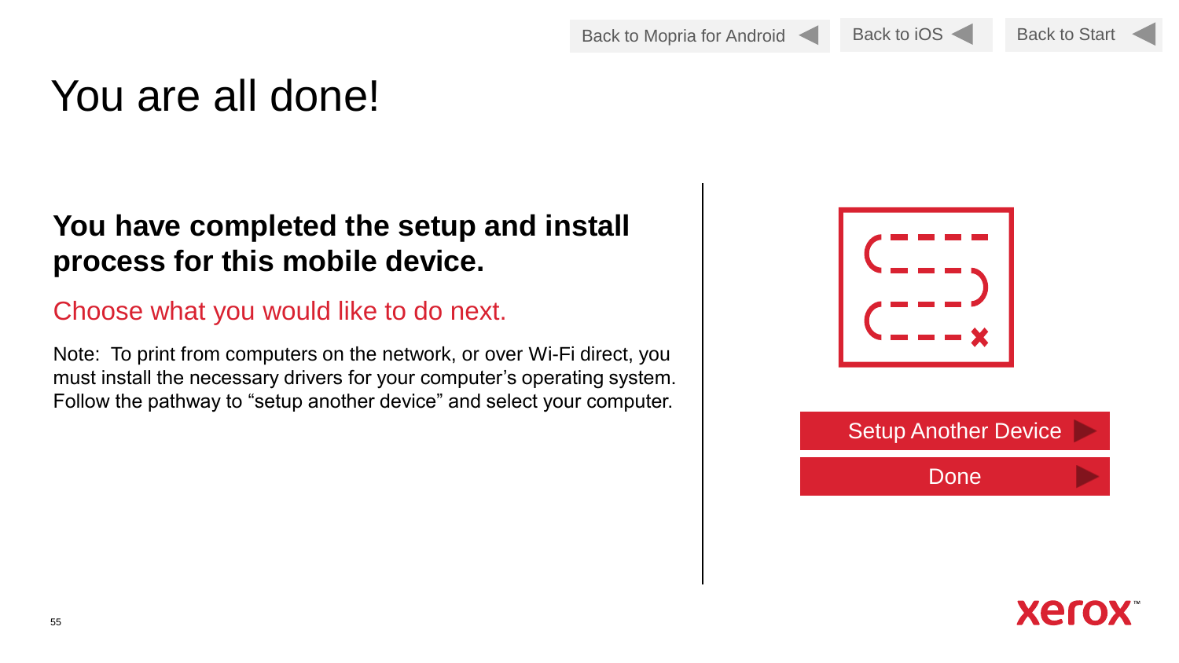Back to Mopria for Android | Back to iOS | Back to Start

# You are all done!

## You have completed the setup and install process for this mobile device.

Choose what you would like to do next.

Note: To print from computers on the network, or over Wi-Fi direct, you must install the necessary drivers for your computer's operating system. Follow the pathway to "setup another device" and select your computer.

Setup Another Device

Done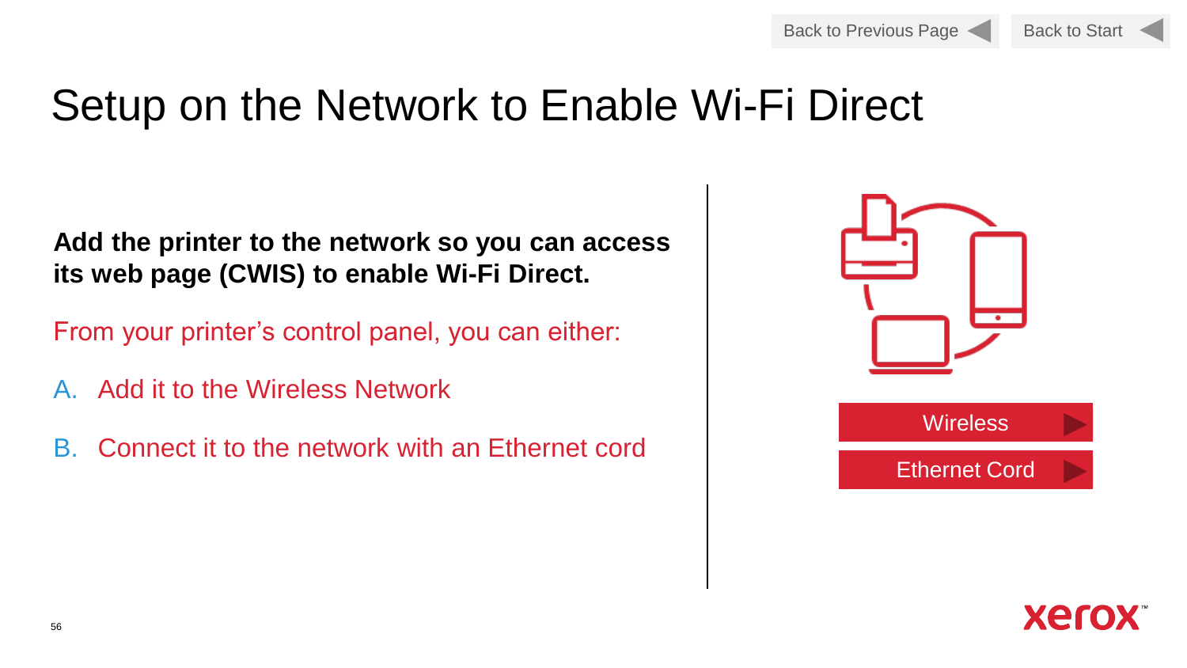Back to Previous Page | Back to Start

# Setup on the Network to Enable Wi-Fi Direct

**Add the printer to the network so you can access its web page (CWIS) to enable Wi-Fi Direct.**

From your printer's control panel, you can either:

A. Add it to the Wireless Network

B. Connect it to the network with an Ethernet cord

Wireless

Ethernet Cord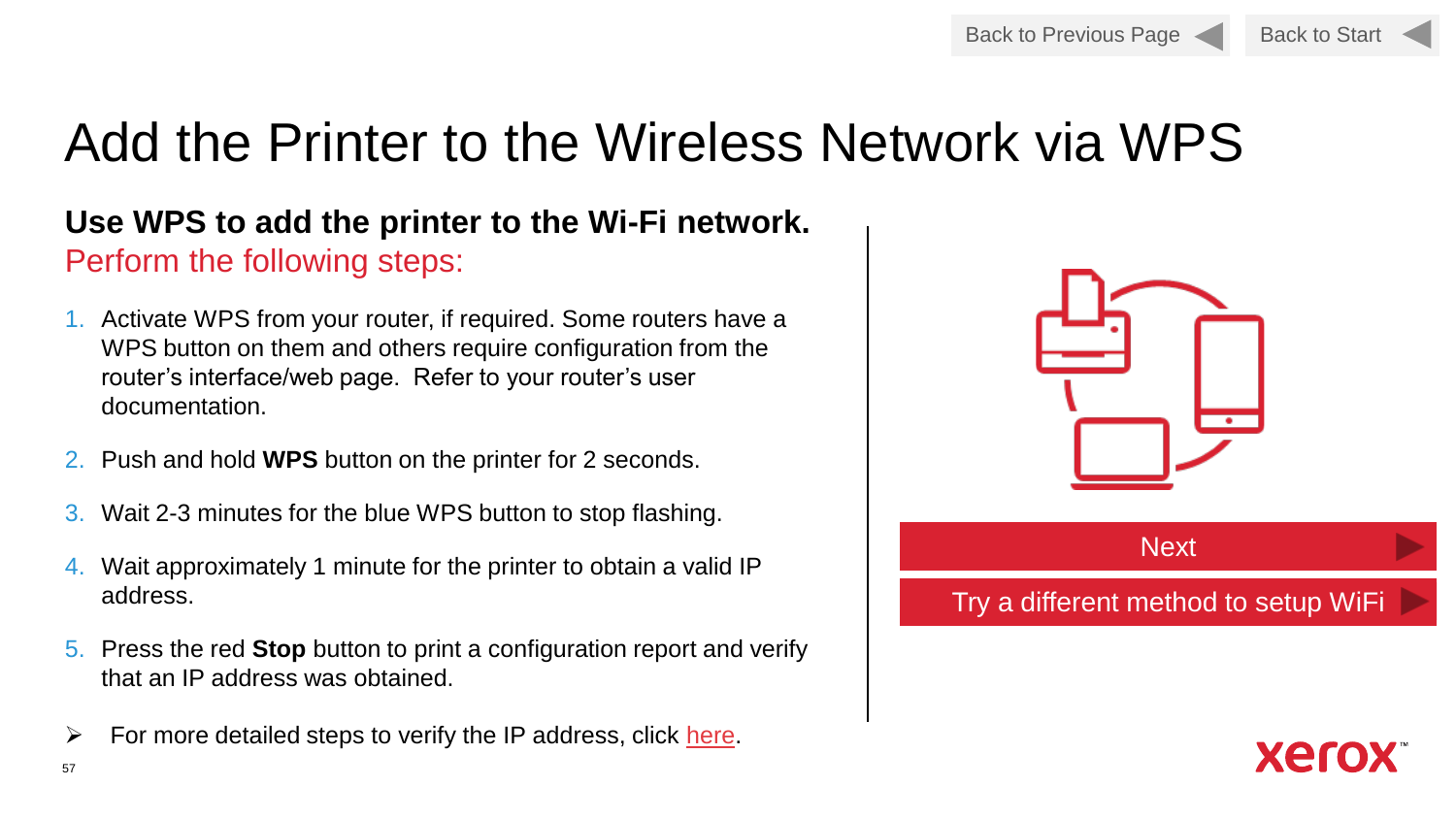Back to Previous Page | Back to Start

# Add the Printer to the Wireless Network via WPS

**Use WPS to add the printer to the Wi-Fi network.**
Perform the following steps:

1. Activate WPS from your router, if required. Some routers have a WPS button on them and others require configuration from the router's interface/web page. Refer to your router's user documentation.
2. Push and hold **WPS** button on the printer for 2 seconds.
3. Wait 2-3 minutes for the blue WPS button to stop flashing.
4. Wait approximately 1 minute for the printer to obtain a valid IP address.
5. Press the red **Stop** button to print a configuration report and verify that an IP address was obtained.

➢ For more detailed steps to verify the IP address, click here.

Next

Try a different method to setup WiFi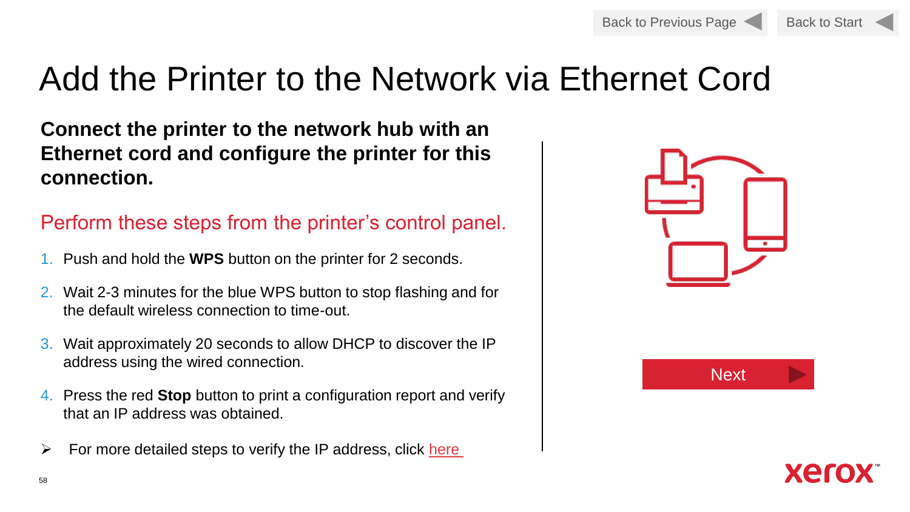# Add the Printer to the Network via Ethernet Cord

**Connect the printer to the network hub with an Ethernet cord and configure the printer for this connection.**

Perform these steps from the printer's control panel.

1. Push and hold the **WPS** button on the printer for 2 seconds.
2. Wait 2-3 minutes for the blue WPS button to stop flashing and for the default wireless connection to time-out.
3. Wait approximately 20 seconds to allow DHCP to discover the IP address using the wired connection.
4. Press the red **Stop** button to print a configuration report and verify that an IP address was obtained.

➢ For more detailed steps to verify the IP address, click here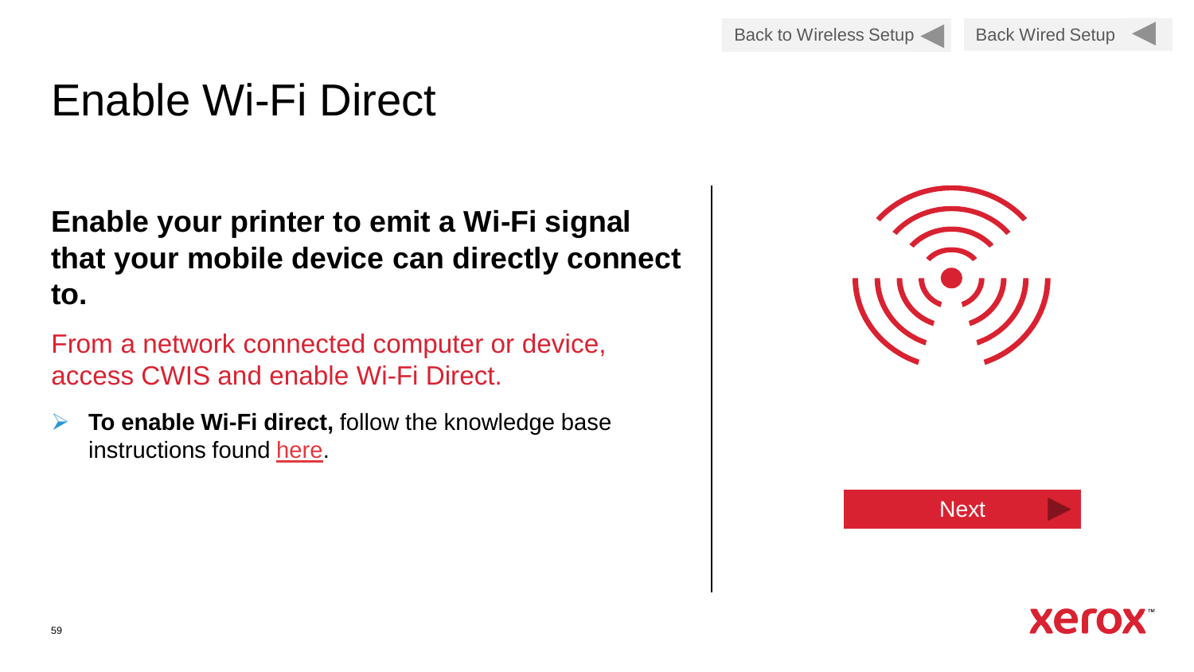Back to Wireless Setup | Back Wired Setup

# Enable Wi-Fi Direct

**Enable your printer to emit a Wi-Fi signal that your mobile device can directly connect to.**

From a network connected computer or device, access CWIS and enable Wi-Fi Direct.

- **To enable Wi-Fi direct,** follow the knowledge base instructions found here.

Next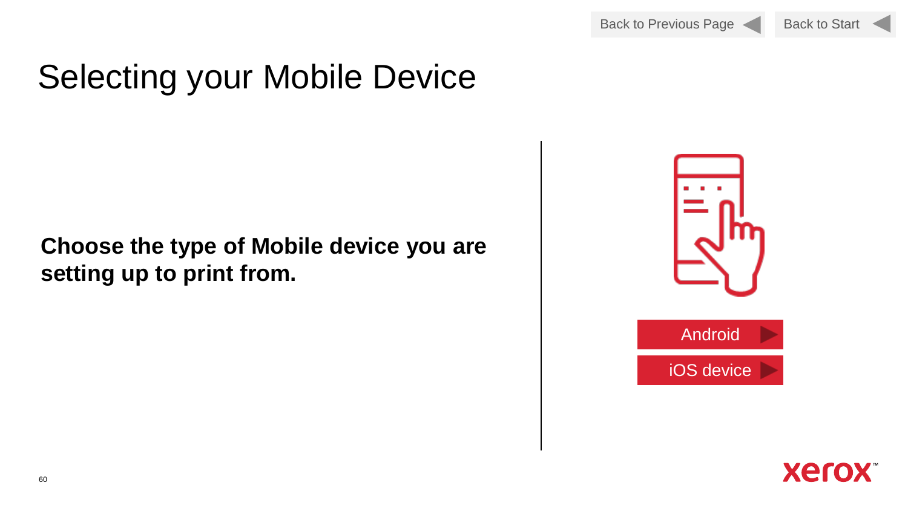Back to Previous Page | Back to Start

# Selecting your Mobile Device

**Choose the type of Mobile device you are setting up to print from.**

Android

iOS device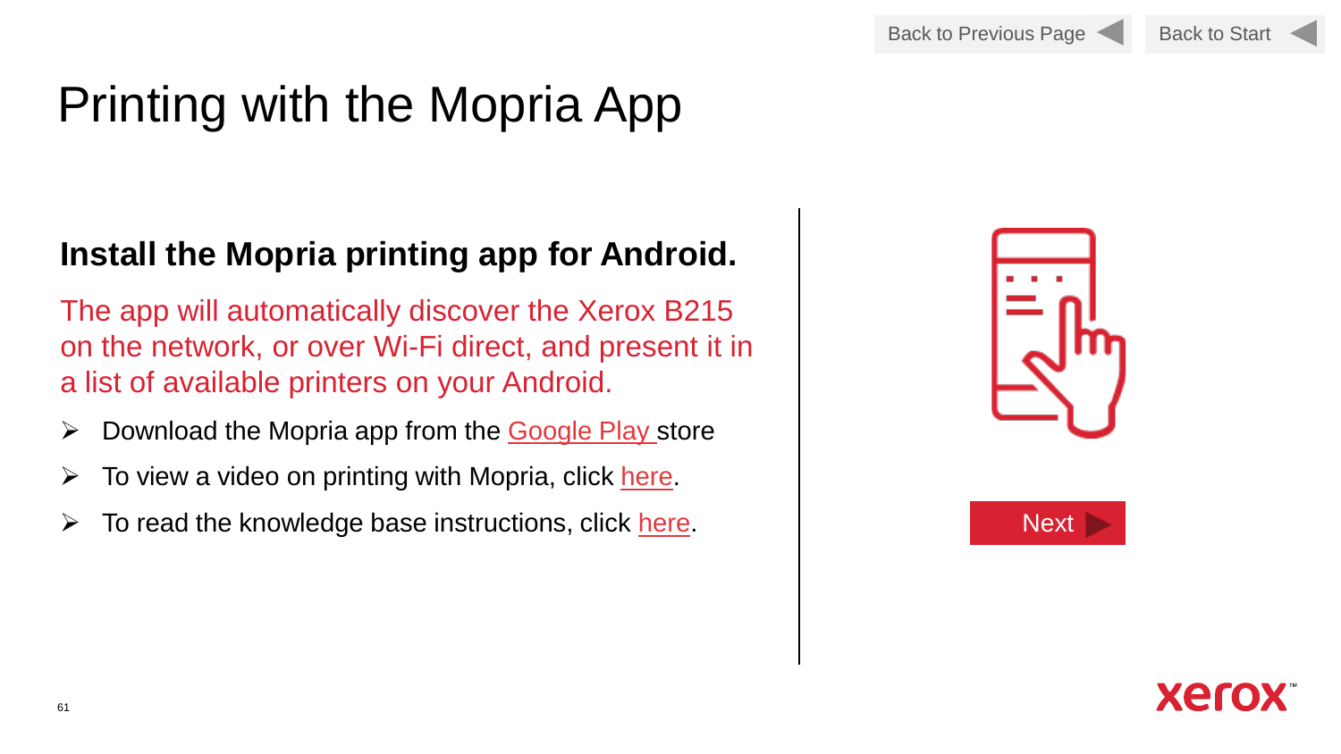Back to Previous Page | Back to Start

# Printing with the Mopria App

## Install the Mopria printing app for Android.

The app will automatically discover the Xerox B215 on the network, or over Wi-Fi direct, and present it in a list of available printers on your Android.

- Download the Mopria app from the Google Play store
- To view a video on printing with Mopria, click here.
- To read the knowledge base instructions, click here.

Next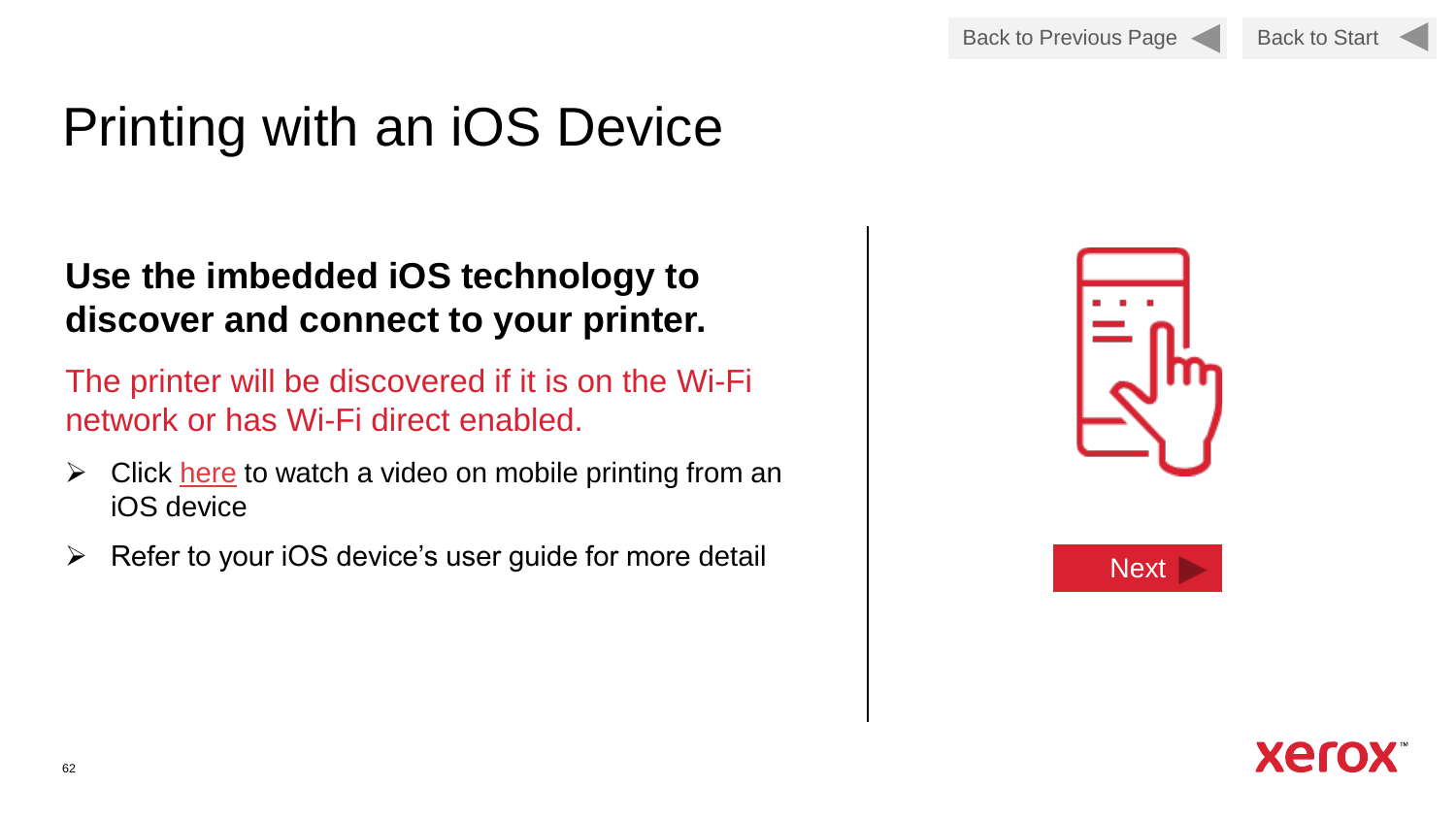Back to Previous Page Back to Start

# Printing with an iOS Device

**Use the imbedded iOS technology to discover and connect to your printer.**

The printer will be discovered if it is on the Wi-Fi network or has Wi-Fi direct enabled.

- Click here to watch a video on mobile printing from an iOS device
- Refer to your iOS device's user guide for more detail

Next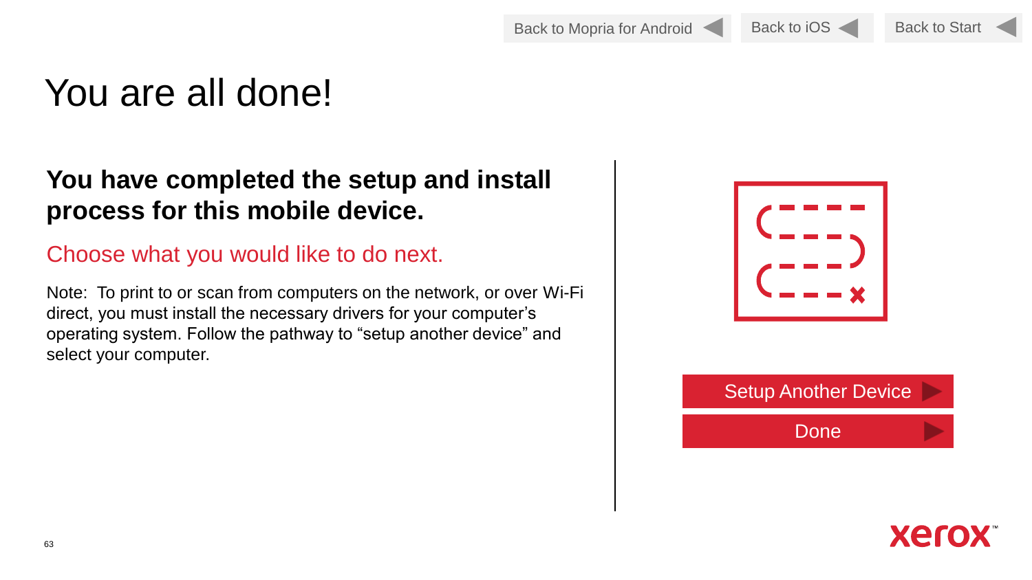Back to Mopria for Android | Back to iOS | Back to Start

# You are all done!

**You have completed the setup and install process for this mobile device.**

Choose what you would like to do next.

Note: To print to or scan from computers on the network, or over Wi-Fi direct, you must install the necessary drivers for your computer's operating system. Follow the pathway to "setup another device" and select your computer.

Setup Another Device

Done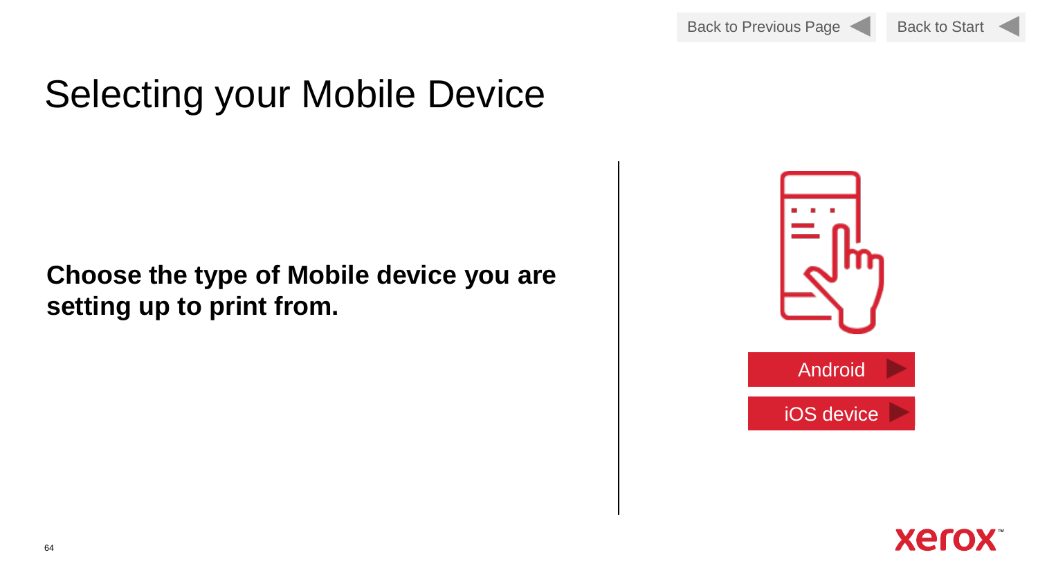Back to Previous Page | Back to Start

# Selecting your Mobile Device

**Choose the type of Mobile device you are setting up to print from.**

Android

iOS device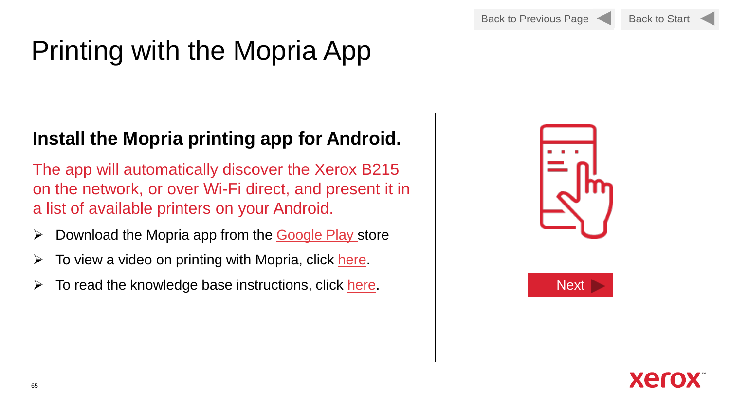# Printing with the Mopria App

Back to Previous Page | Back to Start

## Install the Mopria printing app for Android.

The app will automatically discover the Xerox B215 on the network, or over Wi-Fi direct, and present it in a list of available printers on your Android.

- Download the Mopria app from the Google Play store
- To view a video on printing with Mopria, click here.
- To read the knowledge base instructions, click here.

Next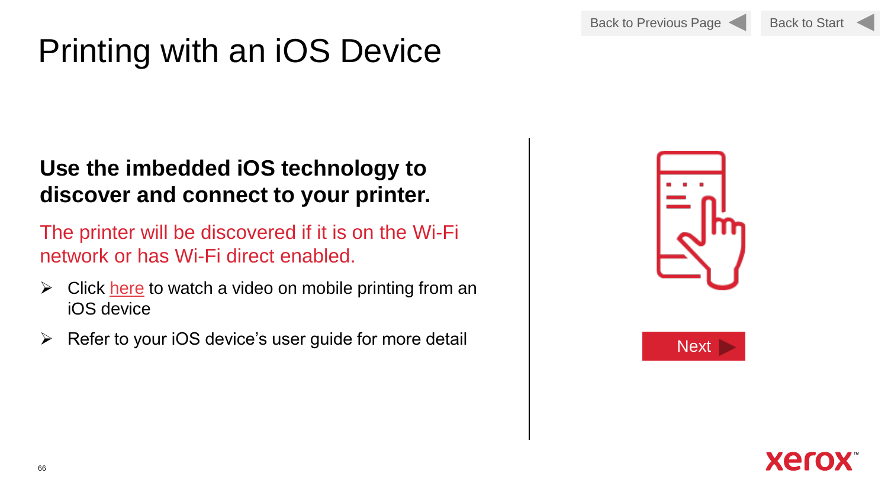# Printing with an iOS Device

Back to Previous Page

Back to Start

**Use the imbedded iOS technology to discover and connect to your printer.**

The printer will be discovered if it is on the Wi-Fi network or has Wi-Fi direct enabled.

- Click here to watch a video on mobile printing from an iOS device
- Refer to your iOS device's user guide for more detail

Next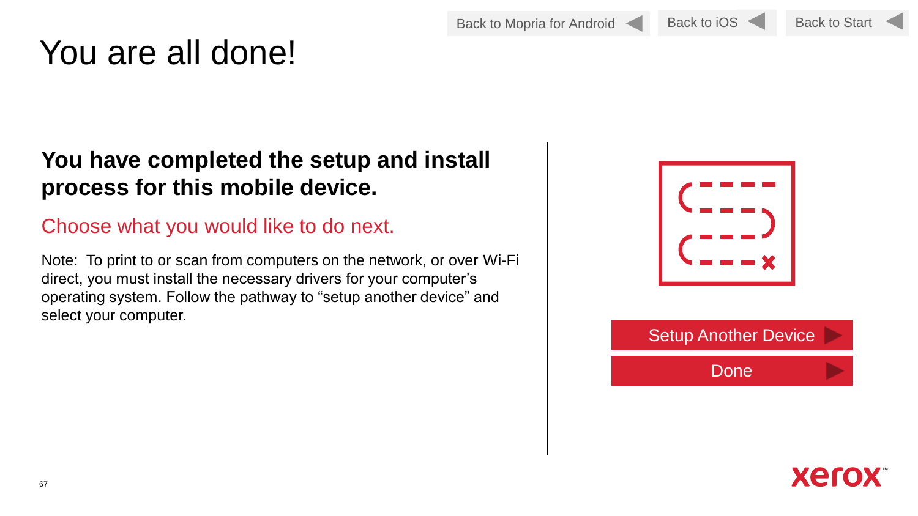Back to Mopria for Android | Back to iOS | Back to Start

# You are all done!

**You have completed the setup and install process for this mobile device.**

Choose what you would like to do next.

Note: To print to or scan from computers on the network, or over Wi-Fi direct, you must install the necessary drivers for your computer's operating system. Follow the pathway to "setup another device" and select your computer.

Setup Another Device

Done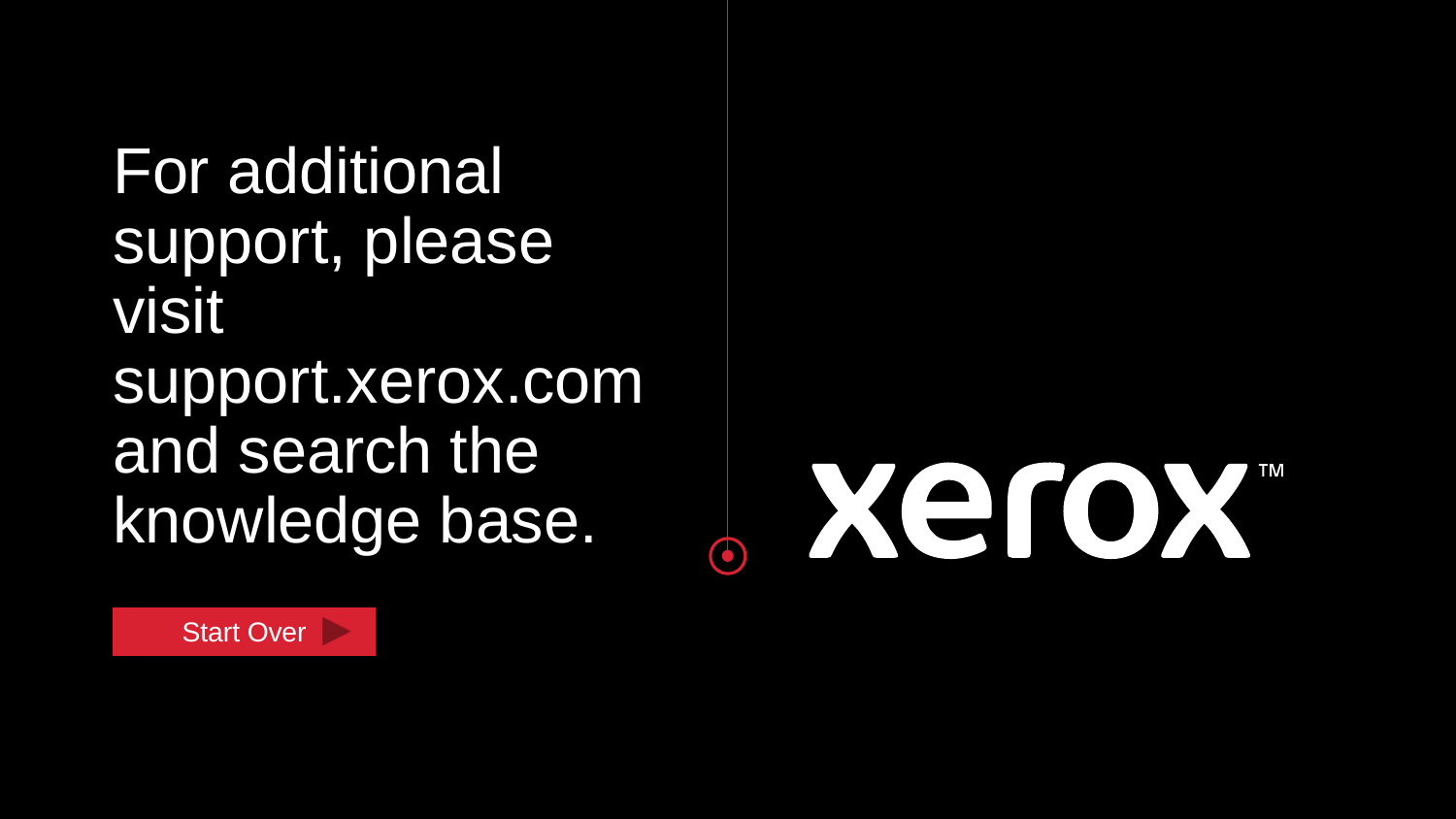For additional support, please visit support.xerox.com and search the knowledge base.

Start Over

xerox™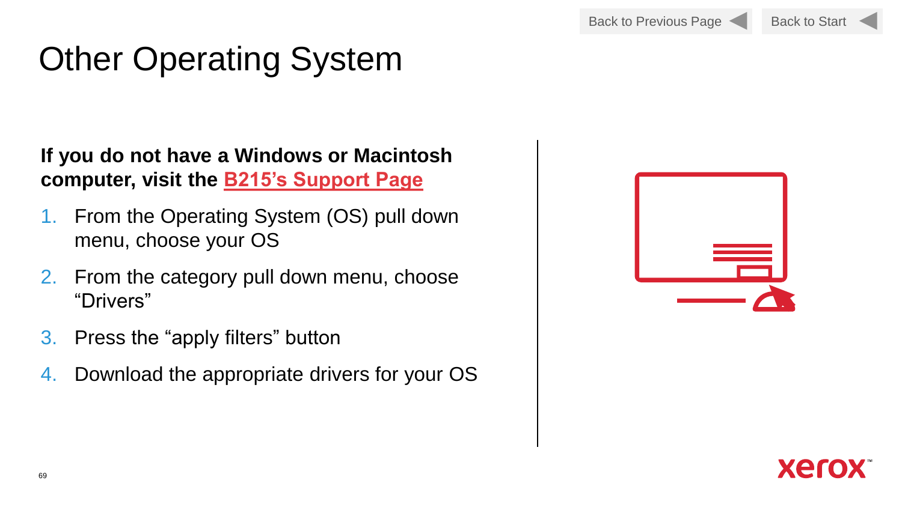# Other Operating System

**If you do not have a Windows or Macintosh computer, visit the B215's Support Page**

1. From the Operating System (OS) pull down menu, choose your OS
2. From the category pull down menu, choose "Drivers"
3. Press the "apply filters" button
4. Download the appropriate drivers for your OS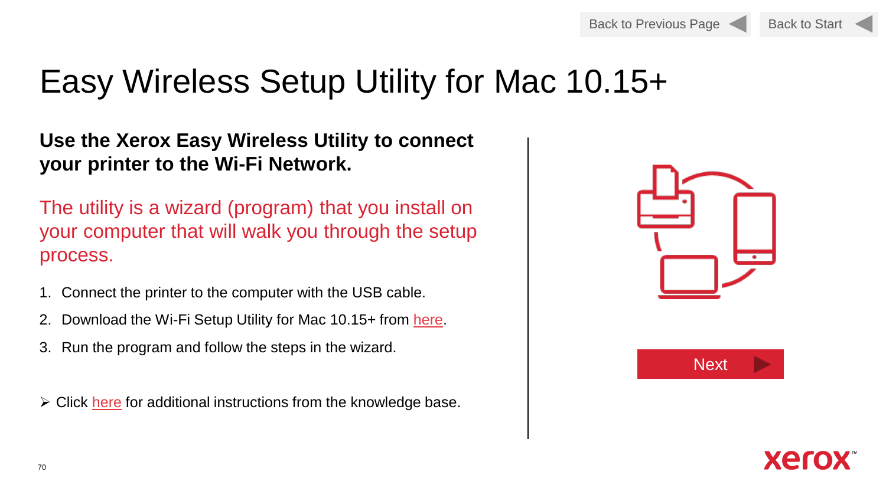Back to Previous Page | Back to Start

# Easy Wireless Setup Utility for Mac 10.15+

**Use the Xerox Easy Wireless Utility to connect your printer to the Wi-Fi Network.**

The utility is a wizard (program) that you install on your computer that will walk you through the setup process.

1. Connect the printer to the computer with the USB cable.
2. Download the Wi-Fi Setup Utility for Mac 10.15+ from here.
3. Run the program and follow the steps in the wizard.

➢ Click here for additional instructions from the knowledge base.

Next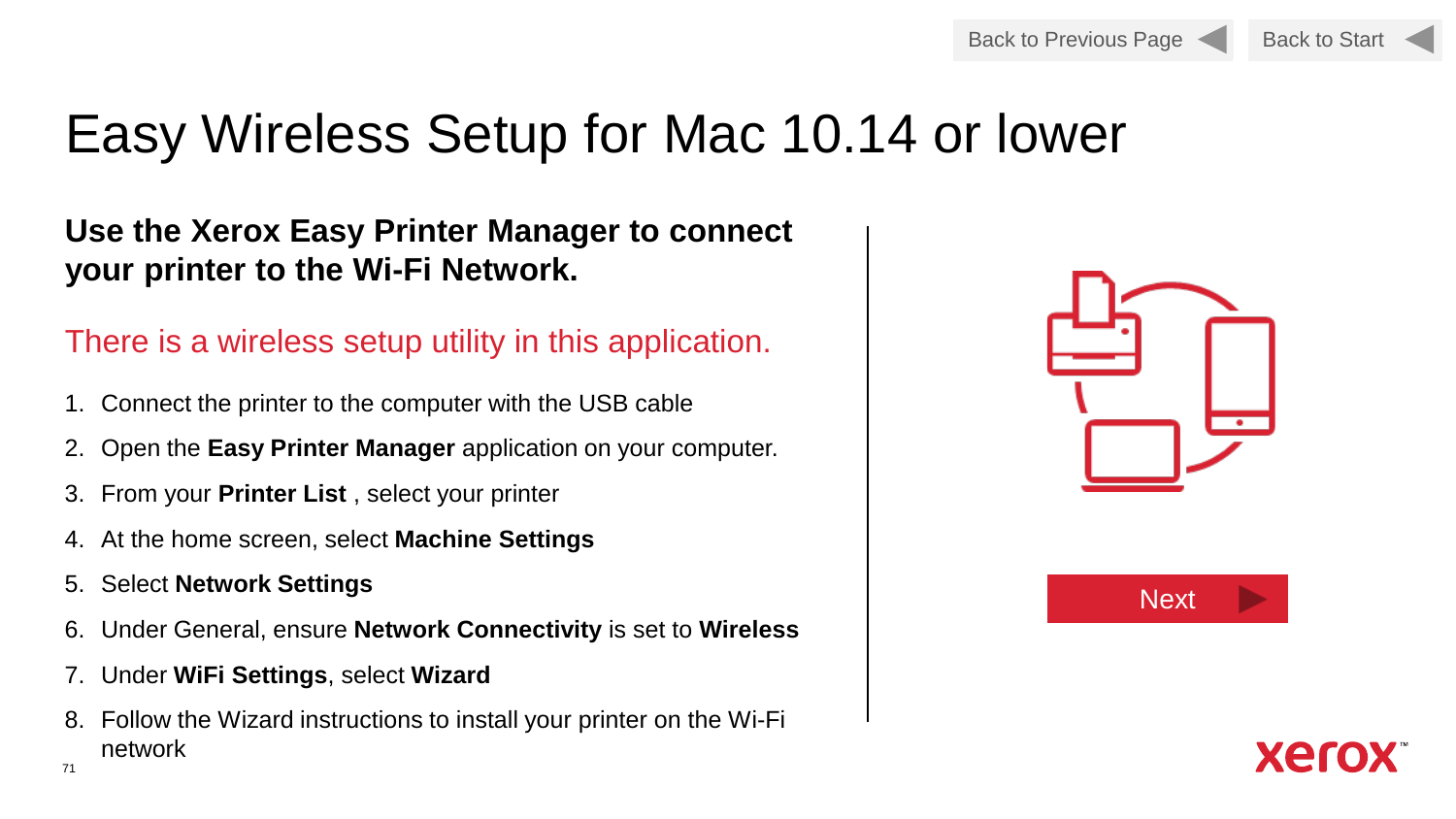Back to Previous Page

Back to Start

# Easy Wireless Setup for Mac 10.14 or lower

**Use the Xerox Easy Printer Manager to connect your printer to the Wi-Fi Network.**

There is a wireless setup utility in this application.

1. Connect the printer to the computer with the USB cable
2. Open the **Easy Printer Manager** application on your computer.
3. From your **Printer List** , select your printer
4. At the home screen, select **Machine Settings**
5. Select **Network Settings**
6. Under General, ensure **Network Connectivity** is set to **Wireless**
7. Under **WiFi Settings**, select **Wizard**
8. Follow the Wizard instructions to install your printer on the Wi-Fi network

Next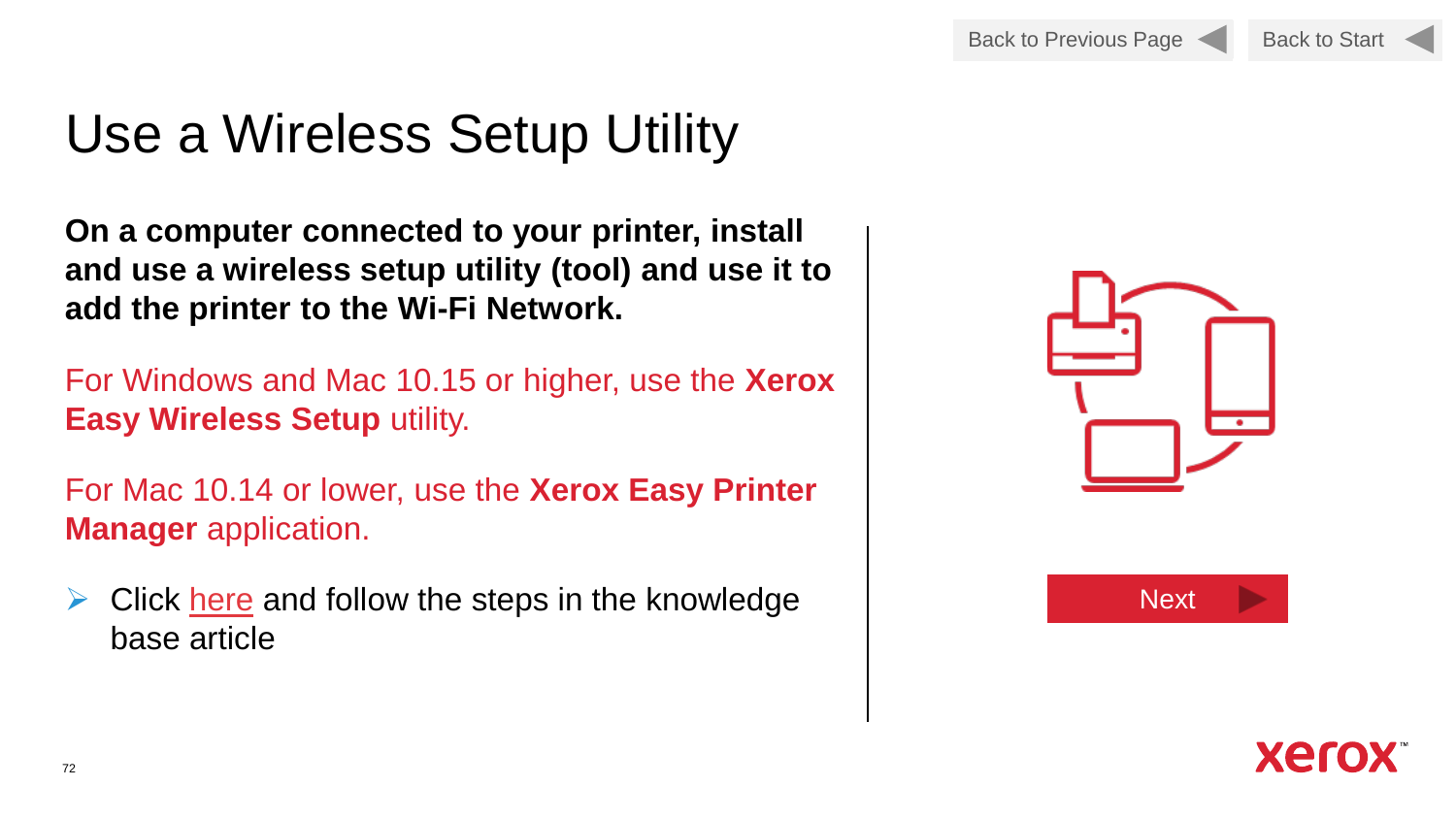Back to Previous Page | Back to Start

# Use a Wireless Setup Utility

**On a computer connected to your printer, install and use a wireless setup utility (tool) and use it to add the printer to the Wi-Fi Network.**

For Windows and Mac 10.15 or higher, use the **Xerox Easy Wireless Setup** utility.

For Mac 10.14 or lower, use the **Xerox Easy Printer Manager** application.

- Click here and follow the steps in the knowledge base article

Next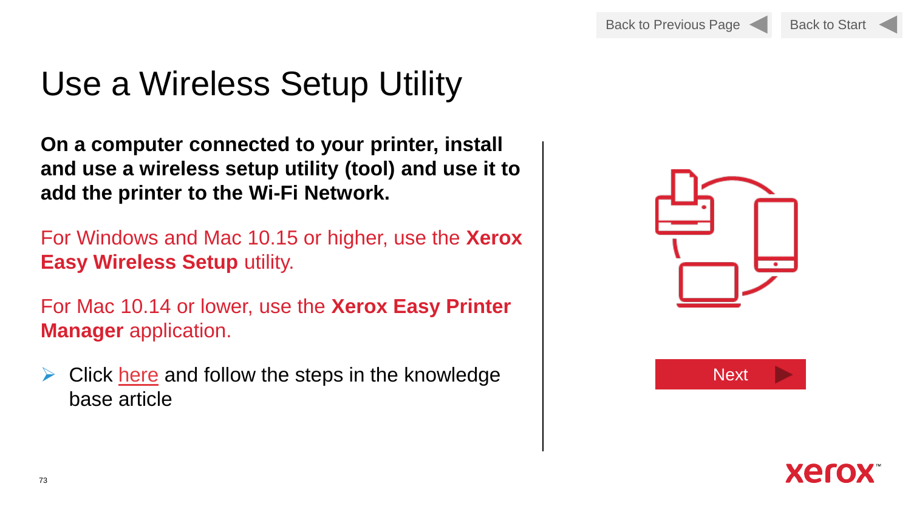Back to Previous Page

Back to Start

# Use a Wireless Setup Utility

**On a computer connected to your printer, install and use a wireless setup utility (tool) and use it to add the printer to the Wi-Fi Network.**

For Windows and Mac 10.15 or higher, use the **Xerox Easy Wireless Setup** utility.

For Mac 10.14 or lower, use the **Xerox Easy Printer Manager** application.

- Click here and follow the steps in the knowledge base article

Next